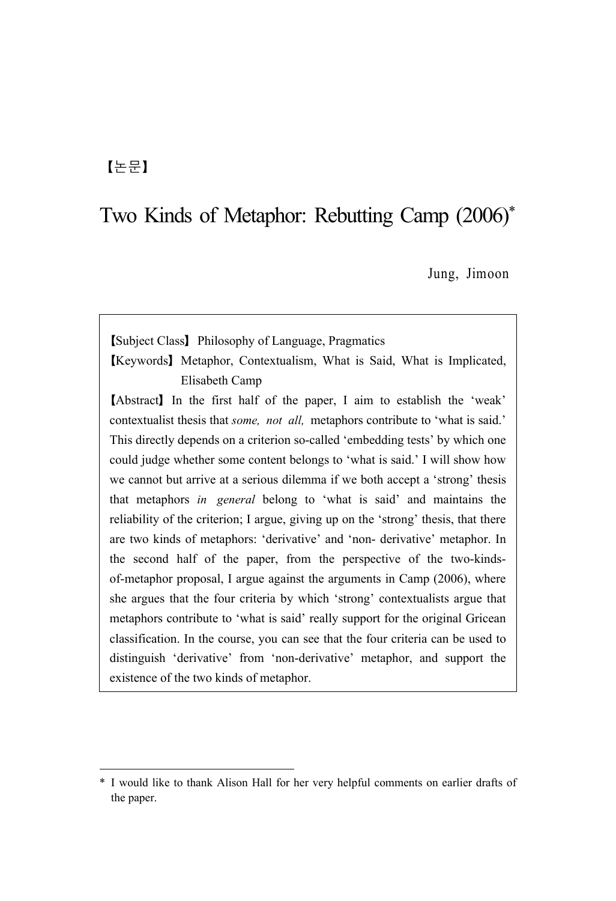【논문】

# Two Kinds of Metaphor: Rebutting Camp (2006)*

Jung, Jimoon

【Subject Class】 Philosophy of Language, Pragmatics

【Keywords】 Metaphor, Contextualism, What is Said, What is Implicated, Elisabeth Camp

【Abstract】 In the first half of the paper, I aim to establish the 'weak' contextualist thesis that *some, not all,* metaphors contribute to 'what is said.' This directly depends on a criterion so-called 'embedding tests' by which one could judge whether some content belongs to 'what is said.' I will show how we cannot but arrive at a serious dilemma if we both accept a 'strong' thesis that metaphors *in general* belong to 'what is said' and maintains the reliability of the criterion; I argue, giving up on the 'strong' thesis, that there are two kinds of metaphors: 'derivative' and 'non- derivative' metaphor. In the second half of the paper, from the perspective of the two-kinds-of-metaphor proposal, I argue against the arguments in Camp (2006), where she argues that the four criteria by which 'strong' contextualists argue that metaphors contribute to 'what is said' really support for the original Gricean classification. In the course, you can see that the four criteria can be used to distinguish 'derivative' from 'non-derivative' metaphor, and support the existence of the two kinds of metaphor.

---

* I would like to thank Alison Hall for her very helpful comments on earlier drafts of the paper.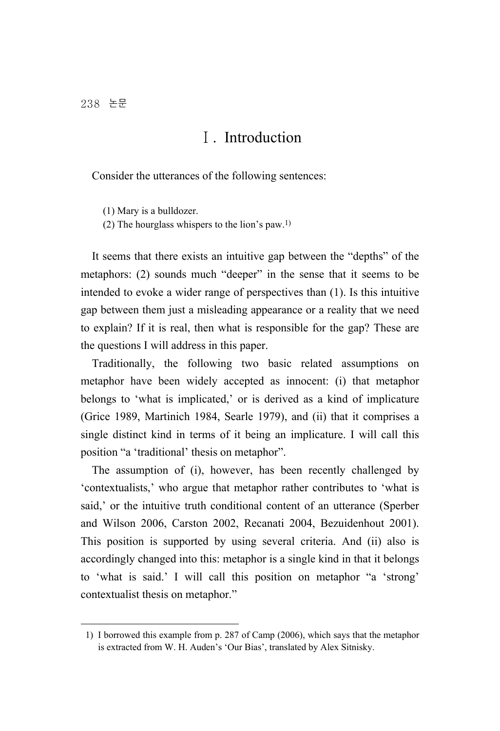# Ⅰ. Introduction

Consider the utterances of the following sentences:

(1) Mary is a bulldozer.
(2) The hourglass whispers to the lion's paw.[1)]

It seems that there exists an intuitive gap between the "depths" of the metaphors: (2) sounds much "deeper" in the sense that it seems to be intended to evoke a wider range of perspectives than (1). Is this intuitive gap between them just a misleading appearance or a reality that we need to explain? If it is real, then what is responsible for the gap? These are the questions I will address in this paper.

Traditionally, the following two basic related assumptions on metaphor have been widely accepted as innocent: (i) that metaphor belongs to 'what is implicated,' or is derived as a kind of implicature (Grice 1989, Martinich 1984, Searle 1979), and (ii) that it comprises a single distinct kind in terms of it being an implicature. I will call this position "a 'traditional' thesis on metaphor".

The assumption of (i), however, has been recently challenged by 'contextualists,' who argue that metaphor rather contributes to 'what is said,' or the intuitive truth conditional content of an utterance (Sperber and Wilson 2006, Carston 2002, Recanati 2004, Bezuidenhout 2001). This position is supported by using several criteria. And (ii) also is accordingly changed into this: metaphor is a single kind in that it belongs to 'what is said.' I will call this position on metaphor "a 'strong' contextualist thesis on metaphor."

---

1) I borrowed this example from p. 287 of Camp (2006), which says that the metaphor is extracted from W. H. Auden's 'Our Bias', translated by Alex Sitnisky.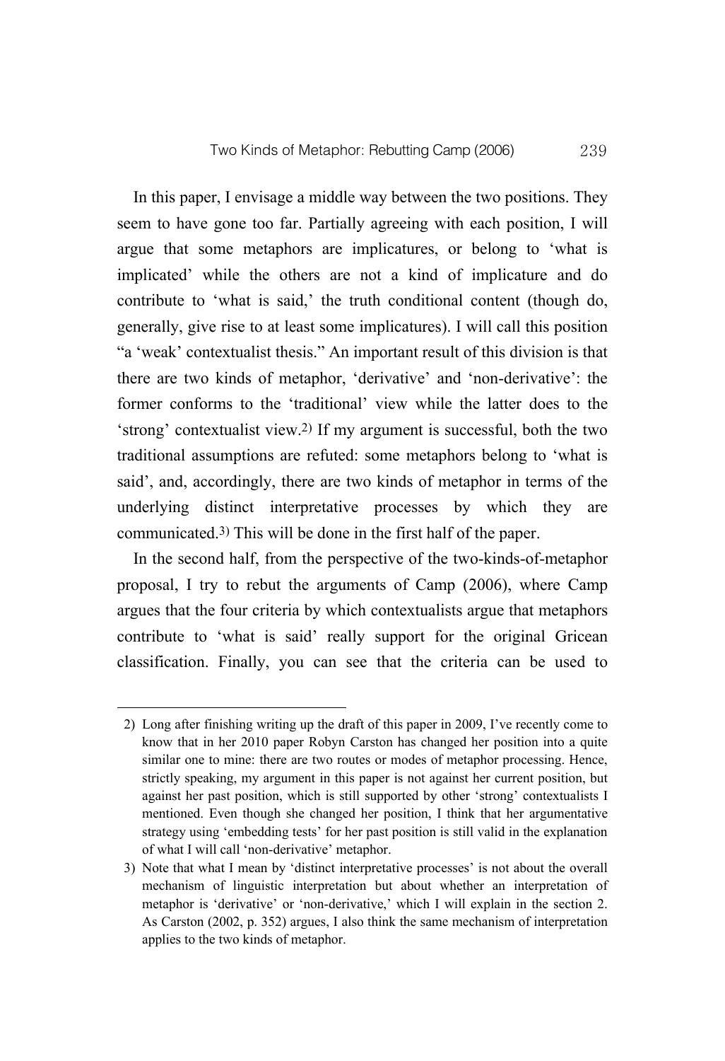In this paper, I envisage a middle way between the two positions. They seem to have gone too far. Partially agreeing with each position, I will argue that some metaphors are implicatures, or belong to 'what is implicated' while the others are not a kind of implicature and do contribute to 'what is said,' the truth conditional content (though do, generally, give rise to at least some implicatures). I will call this position "a 'weak' contextualist thesis." An important result of this division is that there are two kinds of metaphor, 'derivative' and 'non-derivative': the former conforms to the 'traditional' view while the latter does to the 'strong' contextualist view.[2] If my argument is successful, both the two traditional assumptions are refuted: some metaphors belong to 'what is said', and, accordingly, there are two kinds of metaphor in terms of the underlying distinct interpretative processes by which they are communicated.[3] This will be done in the first half of the paper.

In the second half, from the perspective of the two-kinds-of-metaphor proposal, I try to rebut the arguments of Camp (2006), where Camp argues that the four criteria by which contextualists argue that metaphors contribute to 'what is said' really support for the original Gricean classification. Finally, you can see that the criteria can be used to

---

2) Long after finishing writing up the draft of this paper in 2009, I've recently come to know that in her 2010 paper Robyn Carston has changed her position into a quite similar one to mine: there are two routes or modes of metaphor processing. Hence, strictly speaking, my argument in this paper is not against her current position, but against her past position, which is still supported by other 'strong' contextualists I mentioned. Even though she changed her position, I think that her argumentative strategy using 'embedding tests' for her past position is still valid in the explanation of what I will call 'non-derivative' metaphor.

3) Note that what I mean by 'distinct interpretative processes' is not about the overall mechanism of linguistic interpretation but about whether an interpretation of metaphor is 'derivative' or 'non-derivative,' which I will explain in the section 2. As Carston (2002, p. 352) argues, I also think the same mechanism of interpretation applies to the two kinds of metaphor.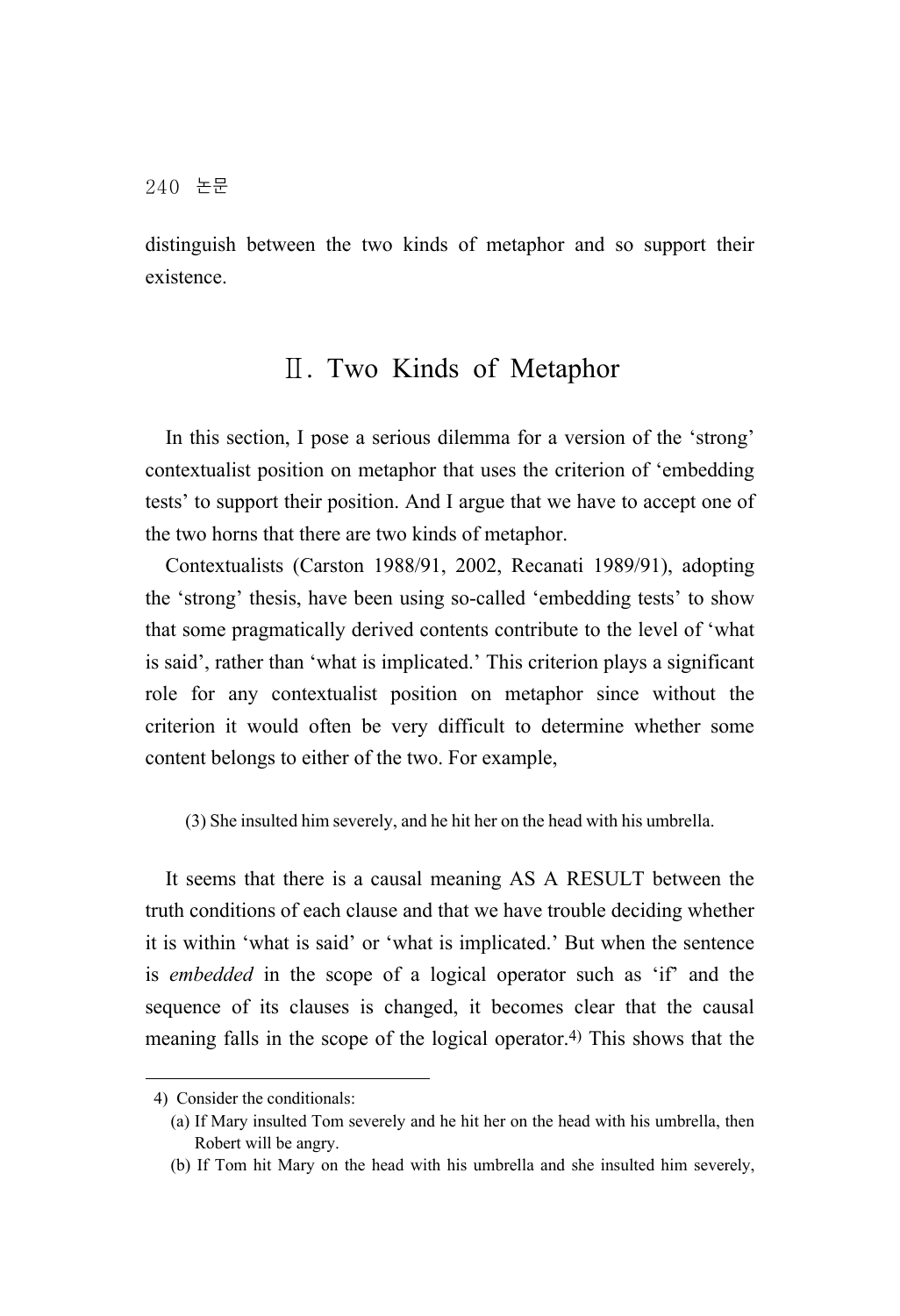distinguish between the two kinds of metaphor and so support their existence.

## Ⅱ. Two Kinds of Metaphor

In this section, I pose a serious dilemma for a version of the 'strong' contextualist position on metaphor that uses the criterion of 'embedding tests' to support their position. And I argue that we have to accept one of the two horns that there are two kinds of metaphor.

Contextualists (Carston 1988/91, 2002, Recanati 1989/91), adopting the 'strong' thesis, have been using so-called 'embedding tests' to show that some pragmatically derived contents contribute to the level of 'what is said', rather than 'what is implicated.' This criterion plays a significant role for any contextualist position on metaphor since without the criterion it would often be very difficult to determine whether some content belongs to either of the two. For example,

> (3) She insulted him severely, and he hit her on the head with his umbrella.

It seems that there is a causal meaning AS A RESULT between the truth conditions of each clause and that we have trouble deciding whether it is within 'what is said' or 'what is implicated.' But when the sentence is *embedded* in the scope of a logical operator such as 'if' and the sequence of its clauses is changed, it becomes clear that the causal meaning falls in the scope of the logical operator.[4] This shows that the

---

4) Consider the conditionals:

(a) If Mary insulted Tom severely and he hit her on the head with his umbrella, then Robert will be angry.

(b) If Tom hit Mary on the head with his umbrella and she insulted him severely,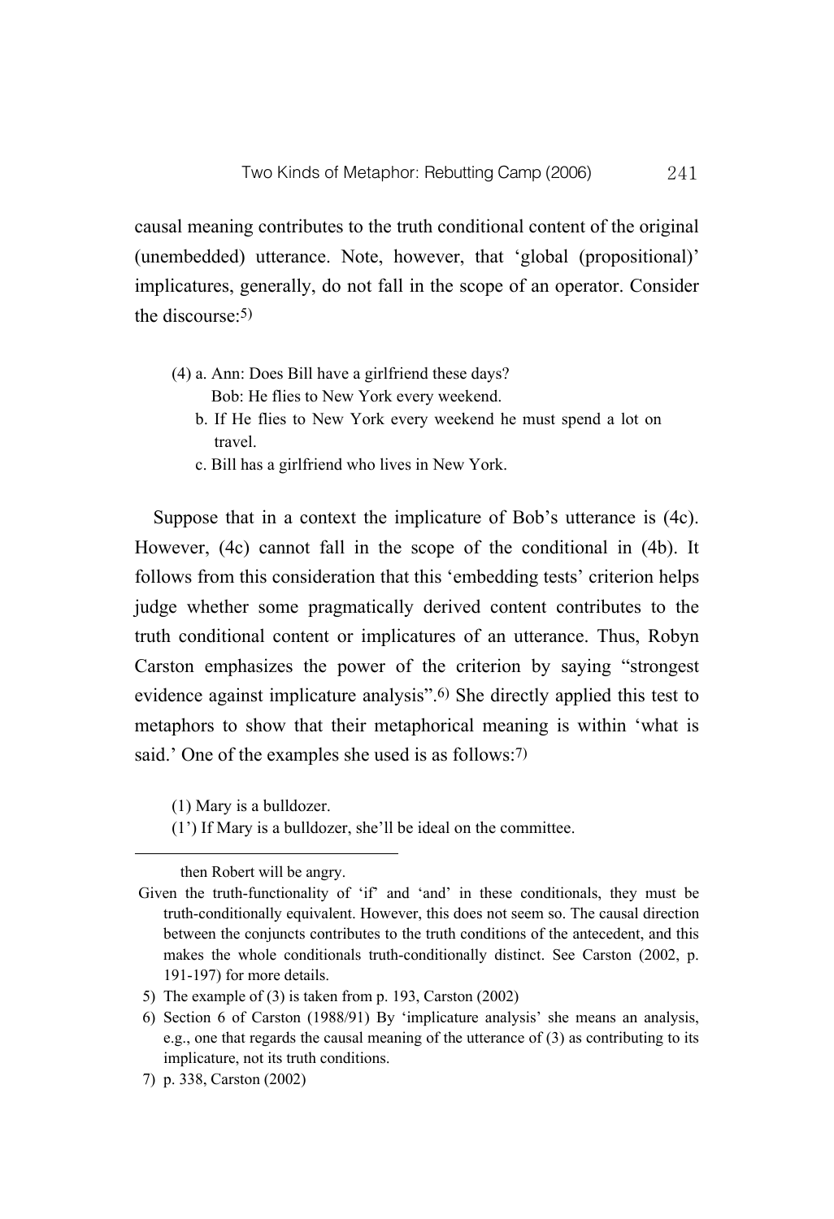causal meaning contributes to the truth conditional content of the original (unembedded) utterance. Note, however, that 'global (propositional)' implicatures, generally, do not fall in the scope of an operator. Consider the discourse:[5)]

> (4) a. Ann: Does Bill have a girlfriend these days?
> Bob: He flies to New York every weekend.
> b. If He flies to New York every weekend he must spend a lot on travel.
> c. Bill has a girlfriend who lives in New York.

Suppose that in a context the implicature of Bob's utterance is (4c). However, (4c) cannot fall in the scope of the conditional in (4b). It follows from this consideration that this 'embedding tests' criterion helps judge whether some pragmatically derived content contributes to the truth conditional content or implicatures of an utterance. Thus, Robyn Carston emphasizes the power of the criterion by saying "strongest evidence against implicature analysis".[6)] She directly applied this test to metaphors to show that their metaphorical meaning is within 'what is said.' One of the examples she used is as follows:[7)]

> (1) Mary is a bulldozer.
> (1') If Mary is a bulldozer, she'll be ideal on the committee.

---

then Robert will be angry.

Given the truth-functionality of 'if' and 'and' in these conditionals, they must be truth-conditionally equivalent. However, this does not seem so. The causal direction between the conjuncts contributes to the truth conditions of the antecedent, and this makes the whole conditionals truth-conditionally distinct. See Carston (2002, p. 191-197) for more details.

5) The example of (3) is taken from p. 193, Carston (2002)

6) Section 6 of Carston (1988/91) By 'implicature analysis' she means an analysis, e.g., one that regards the causal meaning of the utterance of (3) as contributing to its implicature, not its truth conditions.

7) p. 338, Carston (2002)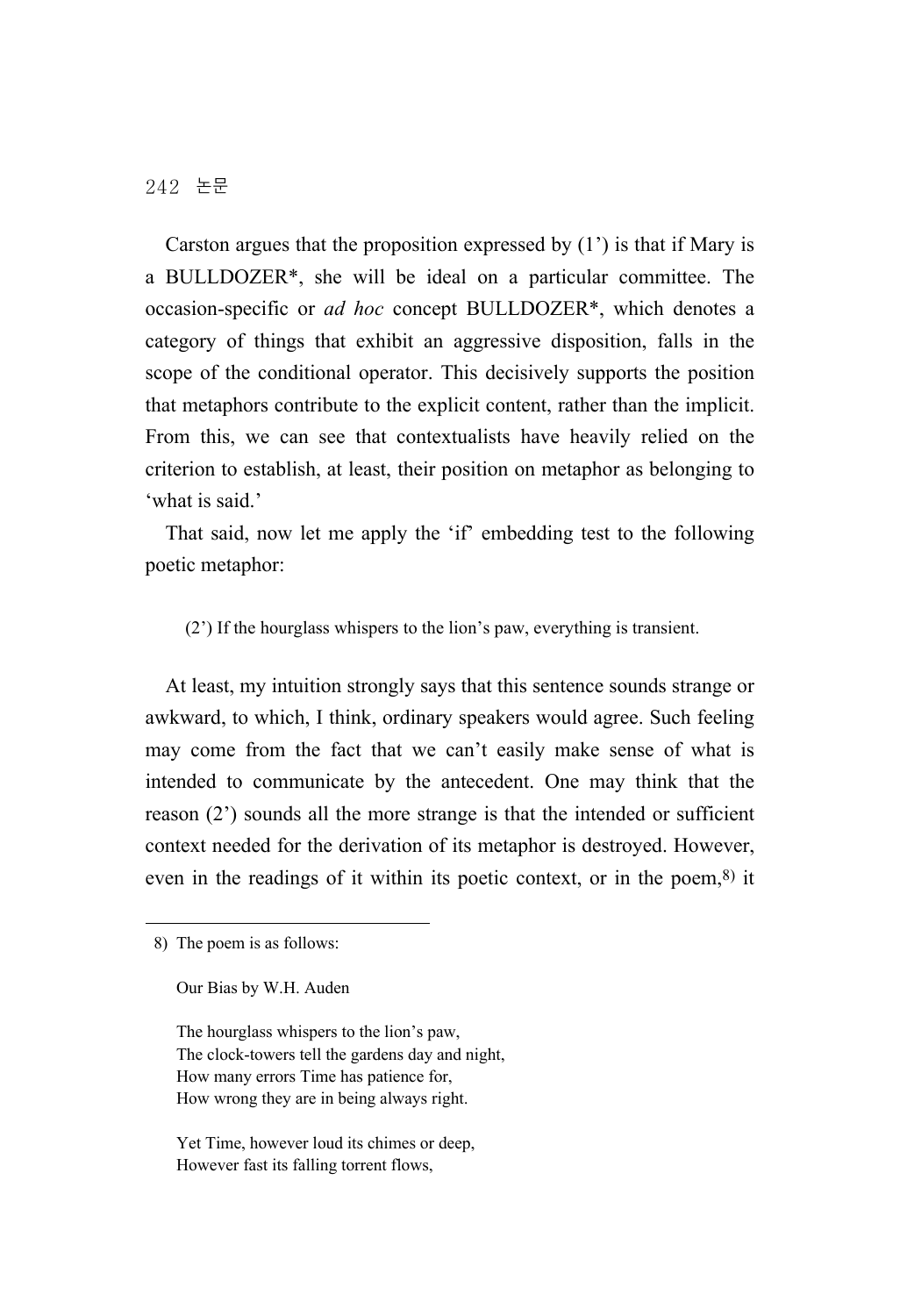Carston argues that the proposition expressed by (1') is that if Mary is a BULLDOZER*, she will be ideal on a particular committee. The occasion-specific or *ad hoc* concept BULLDOZER*, which denotes a category of things that exhibit an aggressive disposition, falls in the scope of the conditional operator. This decisively supports the position that metaphors contribute to the explicit content, rather than the implicit. From this, we can see that contextualists have heavily relied on the criterion to establish, at least, their position on metaphor as belonging to 'what is said.'

That said, now let me apply the 'if' embedding test to the following poetic metaphor:

> (2') If the hourglass whispers to the lion's paw, everything is transient.

At least, my intuition strongly says that this sentence sounds strange or awkward, to which, I think, ordinary speakers would agree. Such feeling may come from the fact that we can't easily make sense of what is intended to communicate by the antecedent. One may think that the reason (2') sounds all the more strange is that the intended or sufficient context needed for the derivation of its metaphor is destroyed. However, even in the readings of it within its poetic context, or in the poem,[8] it

---

8) The poem is as follows:

Our Bias by W.H. Auden

The hourglass whispers to the lion's paw,  
The clock-towers tell the gardens day and night,  
How many errors Time has patience for,  
How wrong they are in being always right.

Yet Time, however loud its chimes or deep,  
However fast its falling torrent flows,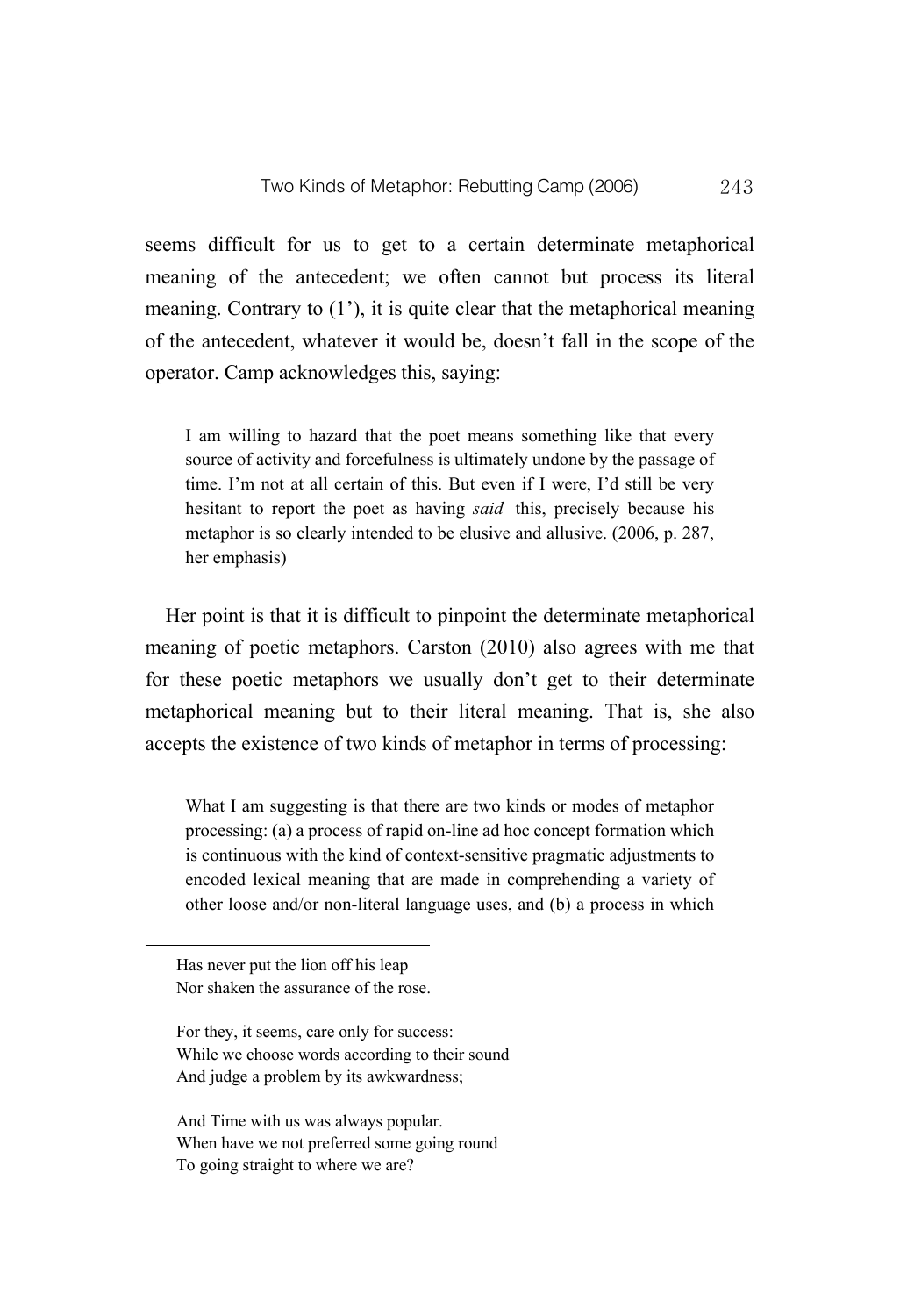seems difficult for us to get to a certain determinate metaphorical meaning of the antecedent; we often cannot but process its literal meaning. Contrary to (1'), it is quite clear that the metaphorical meaning of the antecedent, whatever it would be, doesn't fall in the scope of the operator. Camp acknowledges this, saying:

> I am willing to hazard that the poet means something like that every source of activity and forcefulness is ultimately undone by the passage of time. I'm not at all certain of this. But even if I were, I'd still be very hesitant to report the poet as having *said* this, precisely because his metaphor is so clearly intended to be elusive and allusive. (2006, p. 287, her emphasis)

Her point is that it is difficult to pinpoint the determinate metaphorical meaning of poetic metaphors. Carston (2010) also agrees with me that for these poetic metaphors we usually don't get to their determinate metaphorical meaning but to their literal meaning. That is, she also accepts the existence of two kinds of metaphor in terms of processing:

> What I am suggesting is that there are two kinds or modes of metaphor processing: (a) a process of rapid on-line ad hoc concept formation which is continuous with the kind of context-sensitive pragmatic adjustments to encoded lexical meaning that are made in comprehending a variety of other loose and/or non-literal language uses, and (b) a process in which

---

Has never put the lion off his leap
Nor shaken the assurance of the rose.

For they, it seems, care only for success:
While we choose words according to their sound
And judge a problem by its awkwardness;

And Time with us was always popular.
When have we not preferred some going round
To going straight to where we are?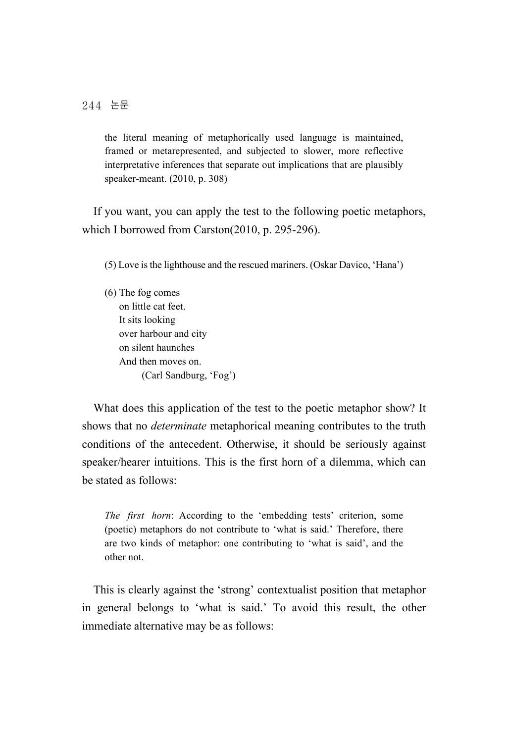> the literal meaning of metaphorically used language is maintained, framed or metarepresented, and subjected to slower, more reflective interpretative inferences that separate out implications that are plausibly speaker-meant. (2010, p. 308)

If you want, you can apply the test to the following poetic metaphors, which I borrowed from Carston(2010, p. 295-296).

> (5) Love is the lighthouse and the rescued mariners. (Oskar Davico, 'Hana')
>
> (6) The fog comes
> on little cat feet.
> It sits looking
> over harbour and city
> on silent haunches
> And then moves on.
> (Carl Sandburg, 'Fog')

What does this application of the test to the poetic metaphor show? It shows that no *determinate* metaphorical meaning contributes to the truth conditions of the antecedent. Otherwise, it should be seriously against speaker/hearer intuitions. This is the first horn of a dilemma, which can be stated as follows:

> *The first horn*: According to the 'embedding tests' criterion, some (poetic) metaphors do not contribute to 'what is said.' Therefore, there are two kinds of metaphor: one contributing to 'what is said', and the other not.

This is clearly against the 'strong' contextualist position that metaphor in general belongs to 'what is said.' To avoid this result, the other immediate alternative may be as follows: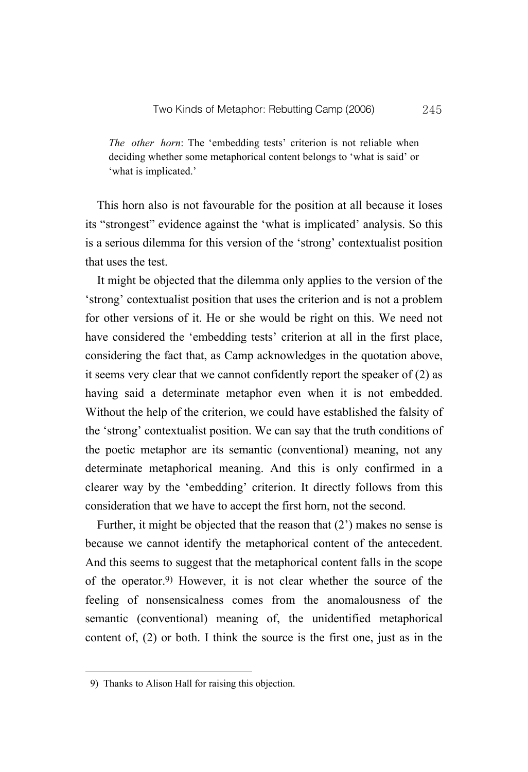*The other horn*: The 'embedding tests' criterion is not reliable when deciding whether some metaphorical content belongs to 'what is said' or 'what is implicated.'

This horn also is not favourable for the position at all because it loses its "strongest" evidence against the 'what is implicated' analysis. So this is a serious dilemma for this version of the 'strong' contextualist position that uses the test.

It might be objected that the dilemma only applies to the version of the 'strong' contextualist position that uses the criterion and is not a problem for other versions of it. He or she would be right on this. We need not have considered the 'embedding tests' criterion at all in the first place, considering the fact that, as Camp acknowledges in the quotation above, it seems very clear that we cannot confidently report the speaker of (2) as having said a determinate metaphor even when it is not embedded. Without the help of the criterion, we could have established the falsity of the 'strong' contextualist position. We can say that the truth conditions of the poetic metaphor are its semantic (conventional) meaning, not any determinate metaphorical meaning. And this is only confirmed in a clearer way by the 'embedding' criterion. It directly follows from this consideration that we have to accept the first horn, not the second.

Further, it might be objected that the reason that (2') makes no sense is because we cannot identify the metaphorical content of the antecedent. And this seems to suggest that the metaphorical content falls in the scope of the operator.[9] However, it is not clear whether the source of the feeling of nonsensicalness comes from the anomalousness of the semantic (conventional) meaning of, the unidentified metaphorical content of, (2) or both. I think the source is the first one, just as in the

9) Thanks to Alison Hall for raising this objection.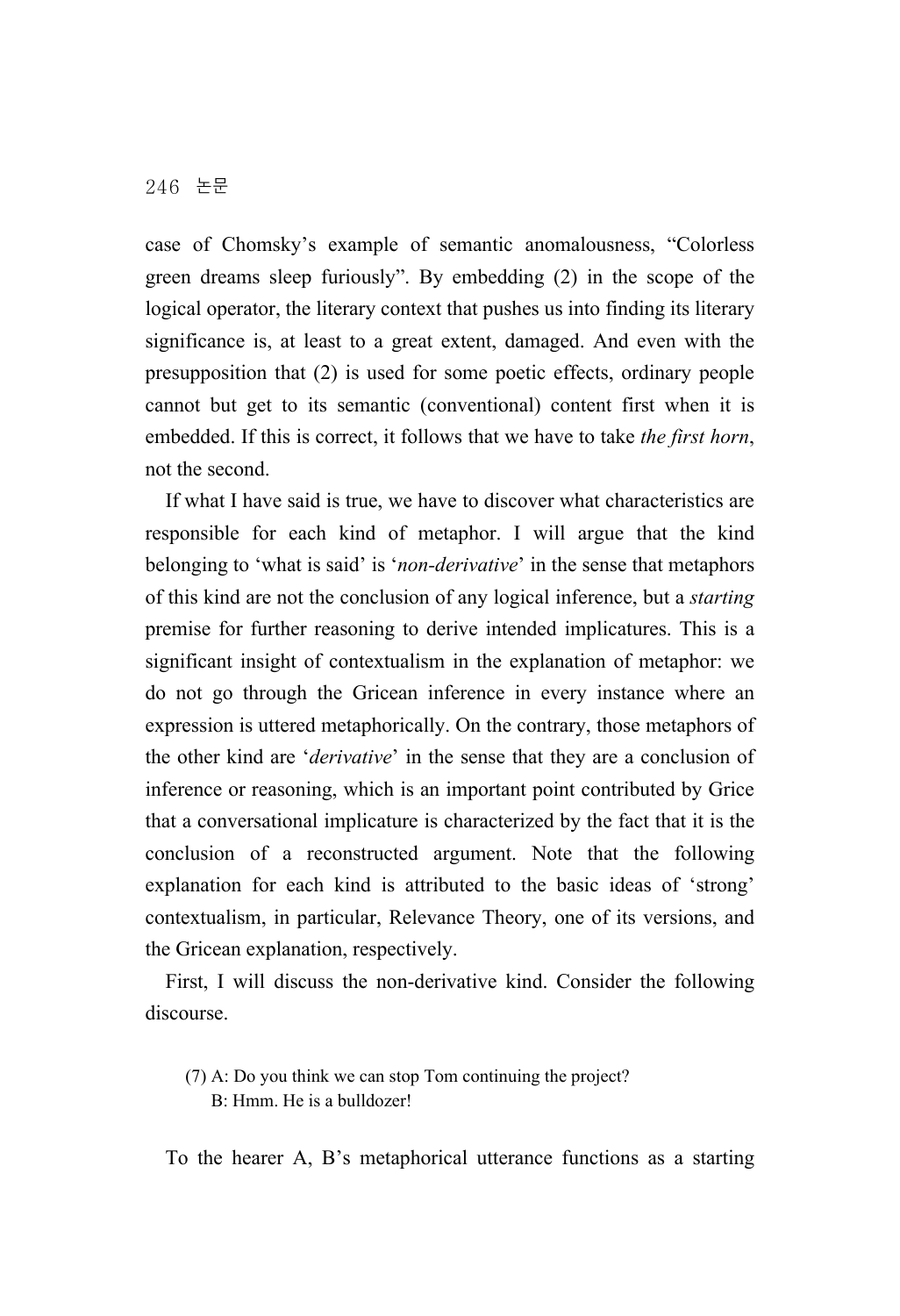case of Chomsky's example of semantic anomalousness, "Colorless green dreams sleep furiously". By embedding (2) in the scope of the logical operator, the literary context that pushes us into finding its literary significance is, at least to a great extent, damaged. And even with the presupposition that (2) is used for some poetic effects, ordinary people cannot but get to its semantic (conventional) content first when it is embedded. If this is correct, it follows that we have to take *the first horn*, not the second.

If what I have said is true, we have to discover what characteristics are responsible for each kind of metaphor. I will argue that the kind belonging to 'what is said' is '*non-derivative*' in the sense that metaphors of this kind are not the conclusion of any logical inference, but a *starting* premise for further reasoning to derive intended implicatures. This is a significant insight of contextualism in the explanation of metaphor: we do not go through the Gricean inference in every instance where an expression is uttered metaphorically. On the contrary, those metaphors of the other kind are '*derivative*' in the sense that they are a conclusion of inference or reasoning, which is an important point contributed by Grice that a conversational implicature is characterized by the fact that it is the conclusion of a reconstructed argument. Note that the following explanation for each kind is attributed to the basic ideas of 'strong' contextualism, in particular, Relevance Theory, one of its versions, and the Gricean explanation, respectively.

First, I will discuss the non-derivative kind. Consider the following discourse.

> (7) A: Do you think we can stop Tom continuing the project?
> B: Hmm. He is a bulldozer!

To the hearer A, B's metaphorical utterance functions as a starting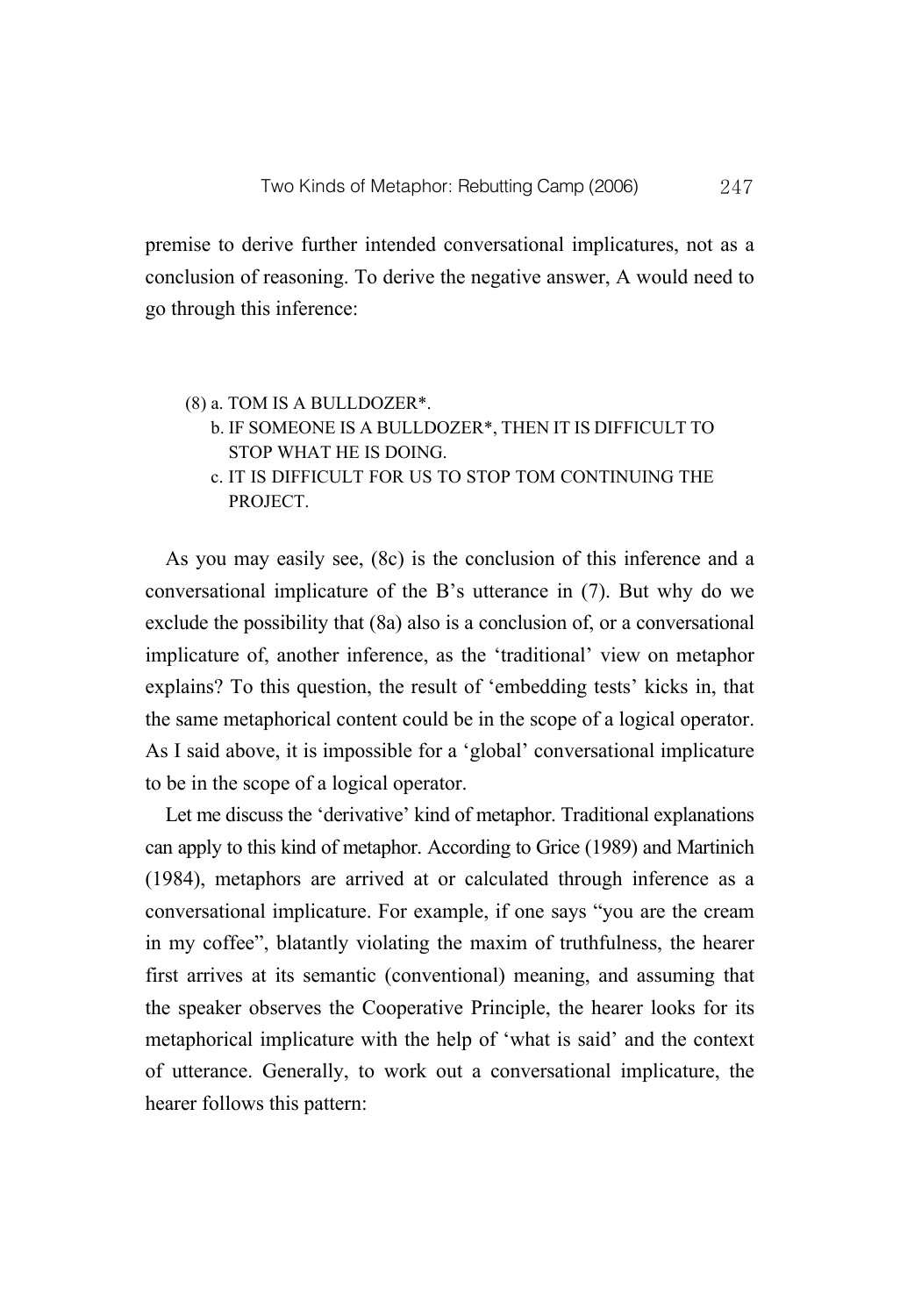premise to derive further intended conversational implicatures, not as a conclusion of reasoning. To derive the negative answer, A would need to go through this inference:

(8) a. TOM IS A BULLDOZER*.
  b. IF SOMEONE IS A BULLDOZER*, THEN IT IS DIFFICULT TO STOP WHAT HE IS DOING.
  c. IT IS DIFFICULT FOR US TO STOP TOM CONTINUING THE PROJECT.

As you may easily see, (8c) is the conclusion of this inference and a conversational implicature of the B's utterance in (7). But why do we exclude the possibility that (8a) also is a conclusion of, or a conversational implicature of, another inference, as the 'traditional' view on metaphor explains? To this question, the result of 'embedding tests' kicks in, that the same metaphorical content could be in the scope of a logical operator. As I said above, it is impossible for a 'global' conversational implicature to be in the scope of a logical operator.

Let me discuss the 'derivative' kind of metaphor. Traditional explanations can apply to this kind of metaphor. According to Grice (1989) and Martinich (1984), metaphors are arrived at or calculated through inference as a conversational implicature. For example, if one says "you are the cream in my coffee", blatantly violating the maxim of truthfulness, the hearer first arrives at its semantic (conventional) meaning, and assuming that the speaker observes the Cooperative Principle, the hearer looks for its metaphorical implicature with the help of 'what is said' and the context of utterance. Generally, to work out a conversational implicature, the hearer follows this pattern: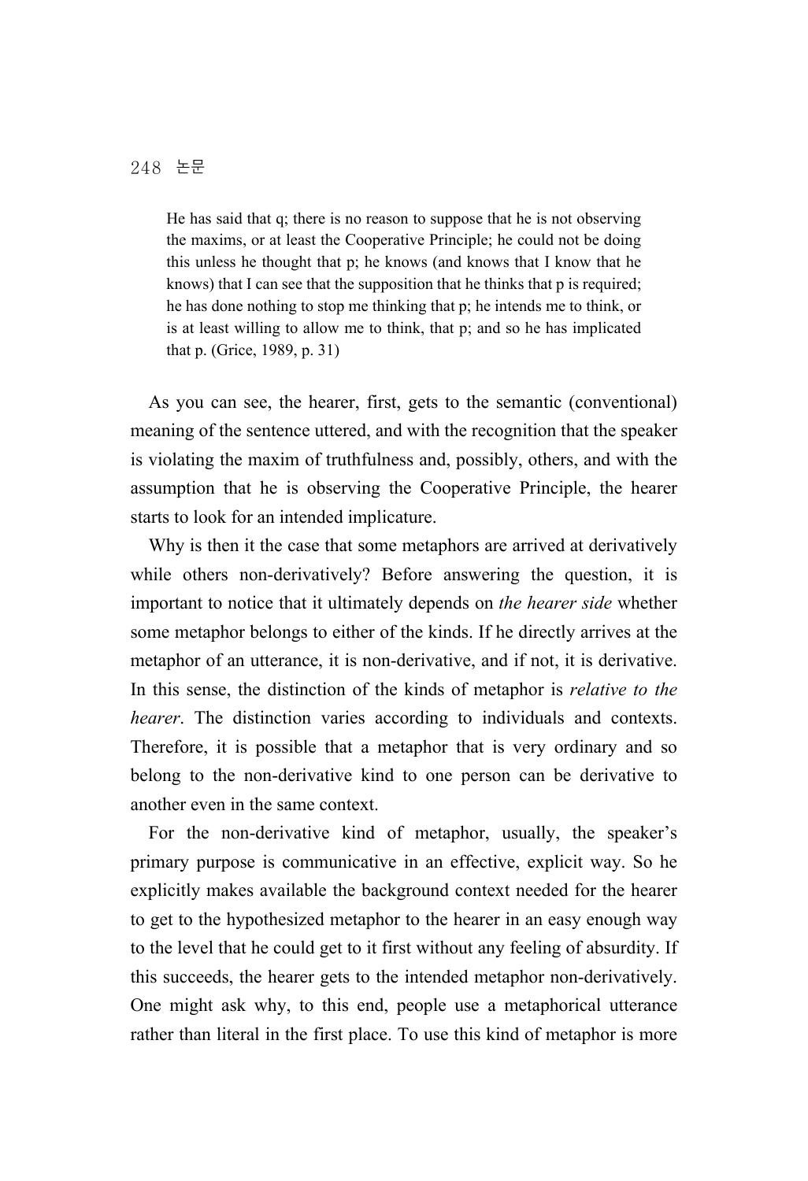> He has said that q; there is no reason to suppose that he is not observing the maxims, or at least the Cooperative Principle; he could not be doing this unless he thought that p; he knows (and knows that I know that he knows) that I can see that the supposition that he thinks that p is required; he has done nothing to stop me thinking that p; he intends me to think, or is at least willing to allow me to think, that p; and so he has implicated that p. (Grice, 1989, p. 31)

As you can see, the hearer, first, gets to the semantic (conventional) meaning of the sentence uttered, and with the recognition that the speaker is violating the maxim of truthfulness and, possibly, others, and with the assumption that he is observing the Cooperative Principle, the hearer starts to look for an intended implicature.

Why is then it the case that some metaphors are arrived at derivatively while others non-derivatively? Before answering the question, it is important to notice that it ultimately depends on *the hearer side* whether some metaphor belongs to either of the kinds. If he directly arrives at the metaphor of an utterance, it is non-derivative, and if not, it is derivative. In this sense, the distinction of the kinds of metaphor is *relative to the hearer*. The distinction varies according to individuals and contexts. Therefore, it is possible that a metaphor that is very ordinary and so belong to the non-derivative kind to one person can be derivative to another even in the same context.

For the non-derivative kind of metaphor, usually, the speaker's primary purpose is communicative in an effective, explicit way. So he explicitly makes available the background context needed for the hearer to get to the hypothesized metaphor to the hearer in an easy enough way to the level that he could get to it first without any feeling of absurdity. If this succeeds, the hearer gets to the intended metaphor non-derivatively. One might ask why, to this end, people use a metaphorical utterance rather than literal in the first place. To use this kind of metaphor is more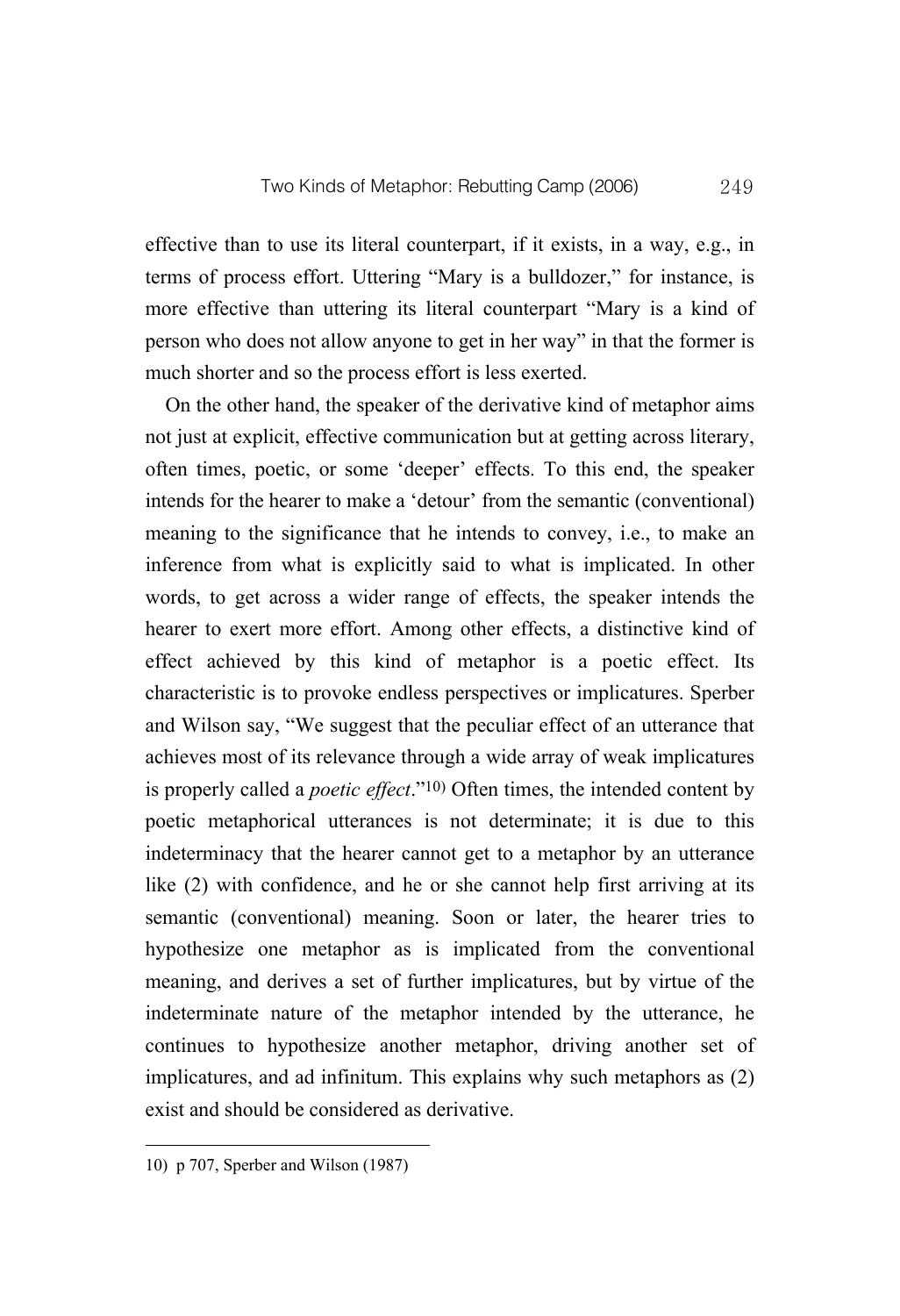effective than to use its literal counterpart, if it exists, in a way, e.g., in terms of process effort. Uttering "Mary is a bulldozer," for instance, is more effective than uttering its literal counterpart "Mary is a kind of person who does not allow anyone to get in her way" in that the former is much shorter and so the process effort is less exerted.

On the other hand, the speaker of the derivative kind of metaphor aims not just at explicit, effective communication but at getting across literary, often times, poetic, or some 'deeper' effects. To this end, the speaker intends for the hearer to make a 'detour' from the semantic (conventional) meaning to the significance that he intends to convey, i.e., to make an inference from what is explicitly said to what is implicated. In other words, to get across a wider range of effects, the speaker intends the hearer to exert more effort. Among other effects, a distinctive kind of effect achieved by this kind of metaphor is a poetic effect. Its characteristic is to provoke endless perspectives or implicatures. Sperber and Wilson say, "We suggest that the peculiar effect of an utterance that achieves most of its relevance through a wide array of weak implicatures is properly called a *poetic effect*."[10] Often times, the intended content by poetic metaphorical utterances is not determinate; it is due to this indeterminacy that the hearer cannot get to a metaphor by an utterance like (2) with confidence, and he or she cannot help first arriving at its semantic (conventional) meaning. Soon or later, the hearer tries to hypothesize one metaphor as is implicated from the conventional meaning, and derives a set of further implicatures, but by virtue of the indeterminate nature of the metaphor intended by the utterance, he continues to hypothesize another metaphor, driving another set of implicatures, and ad infinitum. This explains why such metaphors as (2) exist and should be considered as derivative.

---

10) p 707, Sperber and Wilson (1987)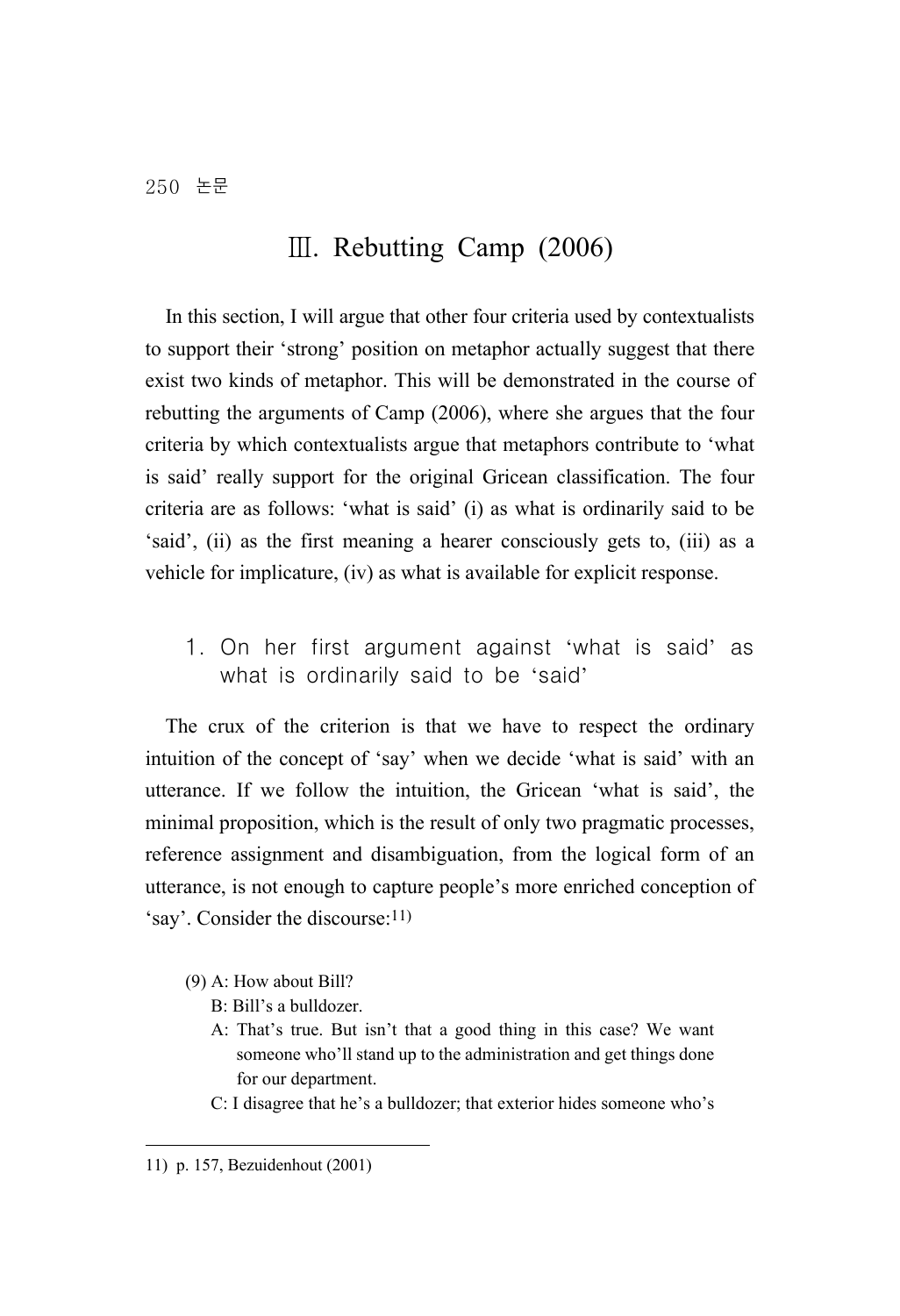## Ⅲ. Rebutting Camp (2006)

In this section, I will argue that other four criteria used by contextualists to support their 'strong' position on metaphor actually suggest that there exist two kinds of metaphor. This will be demonstrated in the course of rebutting the arguments of Camp (2006), where she argues that the four criteria by which contextualists argue that metaphors contribute to 'what is said' really support for the original Gricean classification. The four criteria are as follows: 'what is said' (i) as what is ordinarily said to be 'said', (ii) as the first meaning a hearer consciously gets to, (iii) as a vehicle for implicature, (iv) as what is available for explicit response.

### 1. On her first argument against 'what is said' as what is ordinarily said to be 'said'

The crux of the criterion is that we have to respect the ordinary intuition of the concept of 'say' when we decide 'what is said' with an utterance. If we follow the intuition, the Gricean 'what is said', the minimal proposition, which is the result of only two pragmatic processes, reference assignment and disambiguation, from the logical form of an utterance, is not enough to capture people's more enriched conception of 'say'. Consider the discourse:[11]

(9) A: How about Bill?
B: Bill's a bulldozer.
A: That's true. But isn't that a good thing in this case? We want someone who'll stand up to the administration and get things done for our department.
C: I disagree that he's a bulldozer; that exterior hides someone who's

11) p. 157, Bezuidenhout (2001)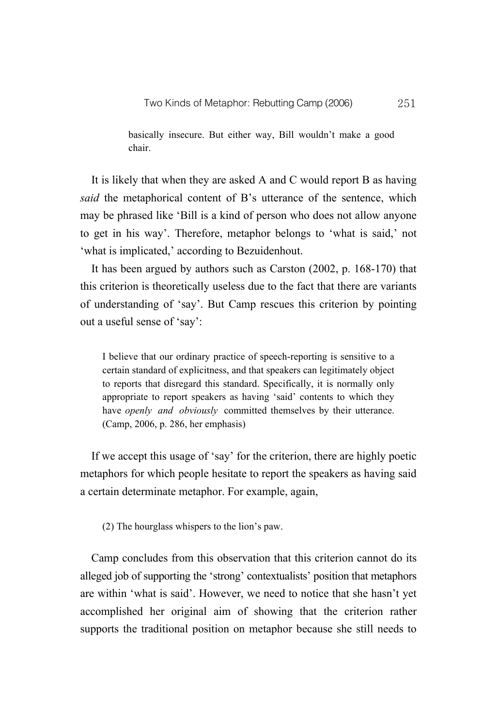> basically insecure. But either way, Bill wouldn't make a good chair.

It is likely that when they are asked A and C would report B as having *said* the metaphorical content of B's utterance of the sentence, which may be phrased like 'Bill is a kind of person who does not allow anyone to get in his way'. Therefore, metaphor belongs to 'what is said,' not 'what is implicated,' according to Bezuidenhout.

It has been argued by authors such as Carston (2002, p. 168-170) that this criterion is theoretically useless due to the fact that there are variants of understanding of 'say'. But Camp rescues this criterion by pointing out a useful sense of 'say':

> I believe that our ordinary practice of speech-reporting is sensitive to a certain standard of explicitness, and that speakers can legitimately object to reports that disregard this standard. Specifically, it is normally only appropriate to report speakers as having 'said' contents to which they have *openly and obviously* committed themselves by their utterance. (Camp, 2006, p. 286, her emphasis)

If we accept this usage of 'say' for the criterion, there are highly poetic metaphors for which people hesitate to report the speakers as having said a certain determinate metaphor. For example, again,

> (2) The hourglass whispers to the lion's paw.

Camp concludes from this observation that this criterion cannot do its alleged job of supporting the 'strong' contextualists' position that metaphors are within 'what is said'. However, we need to notice that she hasn't yet accomplished her original aim of showing that the criterion rather supports the traditional position on metaphor because she still needs to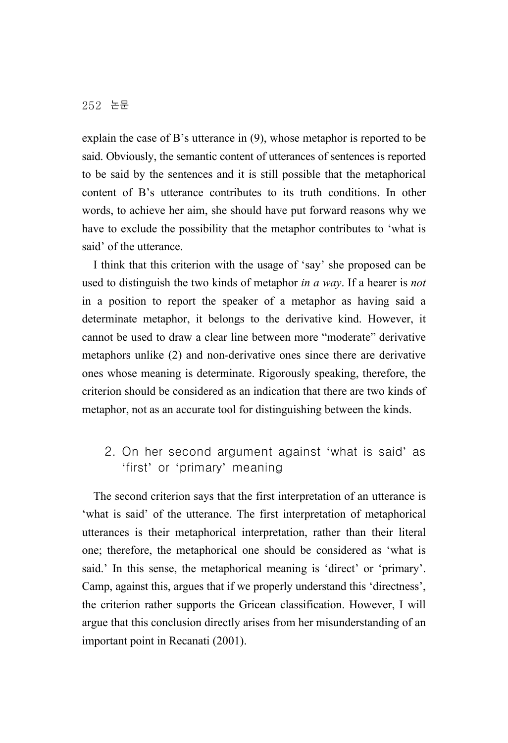explain the case of B's utterance in (9), whose metaphor is reported to be said. Obviously, the semantic content of utterances of sentences is reported to be said by the sentences and it is still possible that the metaphorical content of B's utterance contributes to its truth conditions. In other words, to achieve her aim, she should have put forward reasons why we have to exclude the possibility that the metaphor contributes to 'what is said' of the utterance.

I think that this criterion with the usage of 'say' she proposed can be used to distinguish the two kinds of metaphor *in a way*. If a hearer is *not* in a position to report the speaker of a metaphor as having said a determinate metaphor, it belongs to the derivative kind. However, it cannot be used to draw a clear line between more "moderate" derivative metaphors unlike (2) and non-derivative ones since there are derivative ones whose meaning is determinate. Rigorously speaking, therefore, the criterion should be considered as an indication that there are two kinds of metaphor, not as an accurate tool for distinguishing between the kinds.

## 2. On her second argument against 'what is said' as 'first' or 'primary' meaning

The second criterion says that the first interpretation of an utterance is 'what is said' of the utterance. The first interpretation of metaphorical utterances is their metaphorical interpretation, rather than their literal one; therefore, the metaphorical one should be considered as 'what is said.' In this sense, the metaphorical meaning is 'direct' or 'primary'. Camp, against this, argues that if we properly understand this 'directness', the criterion rather supports the Gricean classification. However, I will argue that this conclusion directly arises from her misunderstanding of an important point in Recanati (2001).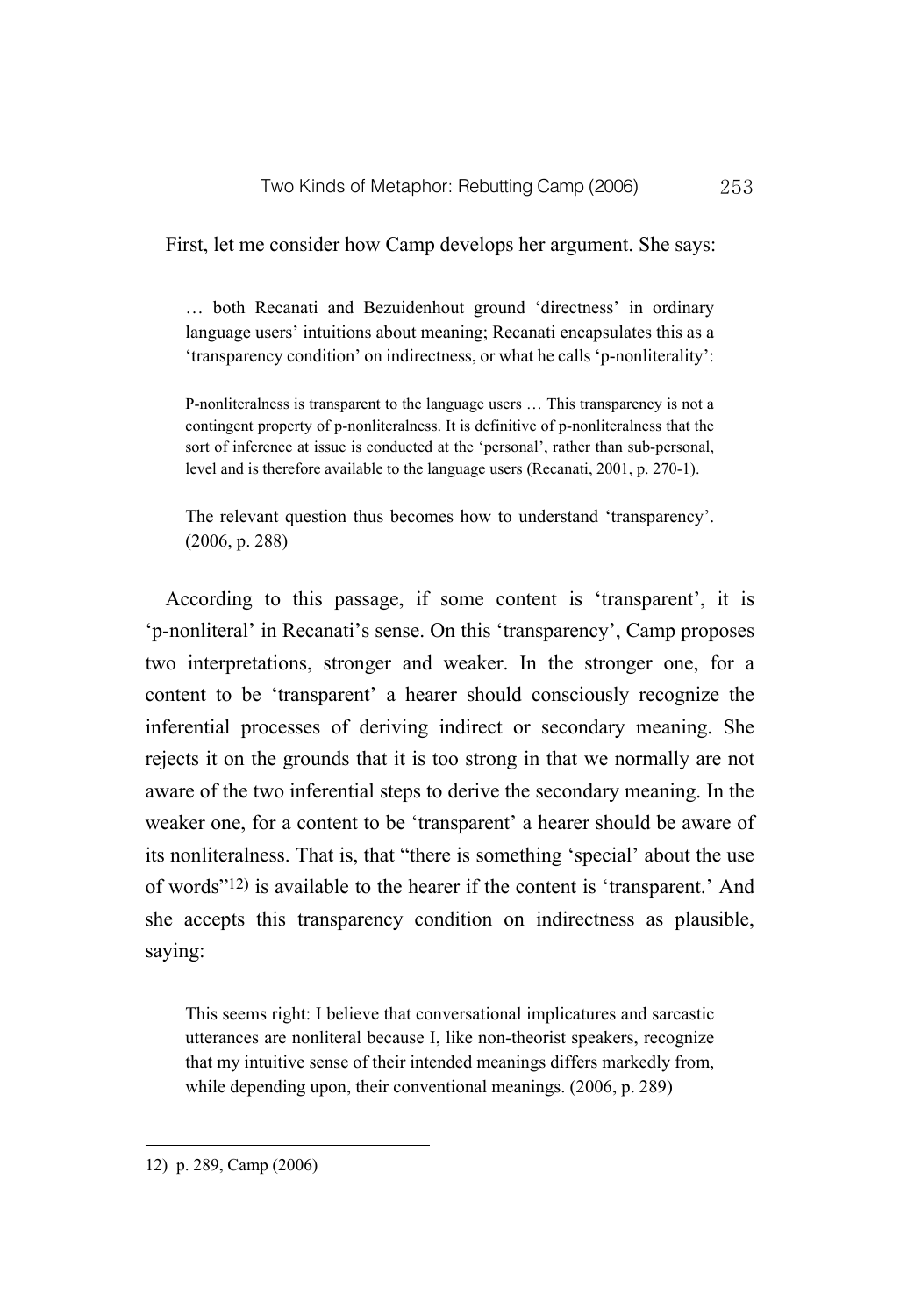First, let me consider how Camp develops her argument. She says:

> … both Recanati and Bezuidenhout ground 'directness' in ordinary language users' intuitions about meaning; Recanati encapsulates this as a 'transparency condition' on indirectness, or what he calls 'p-nonliterality':
>
> P-nonliteralness is transparent to the language users … This transparency is not a contingent property of p-nonliteralness. It is definitive of p-nonliteralness that the sort of inference at issue is conducted at the 'personal', rather than sub-personal, level and is therefore available to the language users (Recanati, 2001, p. 270-1).
>
> The relevant question thus becomes how to understand 'transparency'. (2006, p. 288)

According to this passage, if some content is 'transparent', it is 'p-nonliteral' in Recanati's sense. On this 'transparency', Camp proposes two interpretations, stronger and weaker. In the stronger one, for a content to be 'transparent' a hearer should consciously recognize the inferential processes of deriving indirect or secondary meaning. She rejects it on the grounds that it is too strong in that we normally are not aware of the two inferential steps to derive the secondary meaning. In the weaker one, for a content to be 'transparent' a hearer should be aware of its nonliteralness. That is, that "there is something 'special' about the use of words"[12] is available to the hearer if the content is 'transparent.' And she accepts this transparency condition on indirectness as plausible, saying:

> This seems right: I believe that conversational implicatures and sarcastic utterances are nonliteral because I, like non-theorist speakers, recognize that my intuitive sense of their intended meanings differs markedly from, while depending upon, their conventional meanings. (2006, p. 289)

---

12) p. 289, Camp (2006)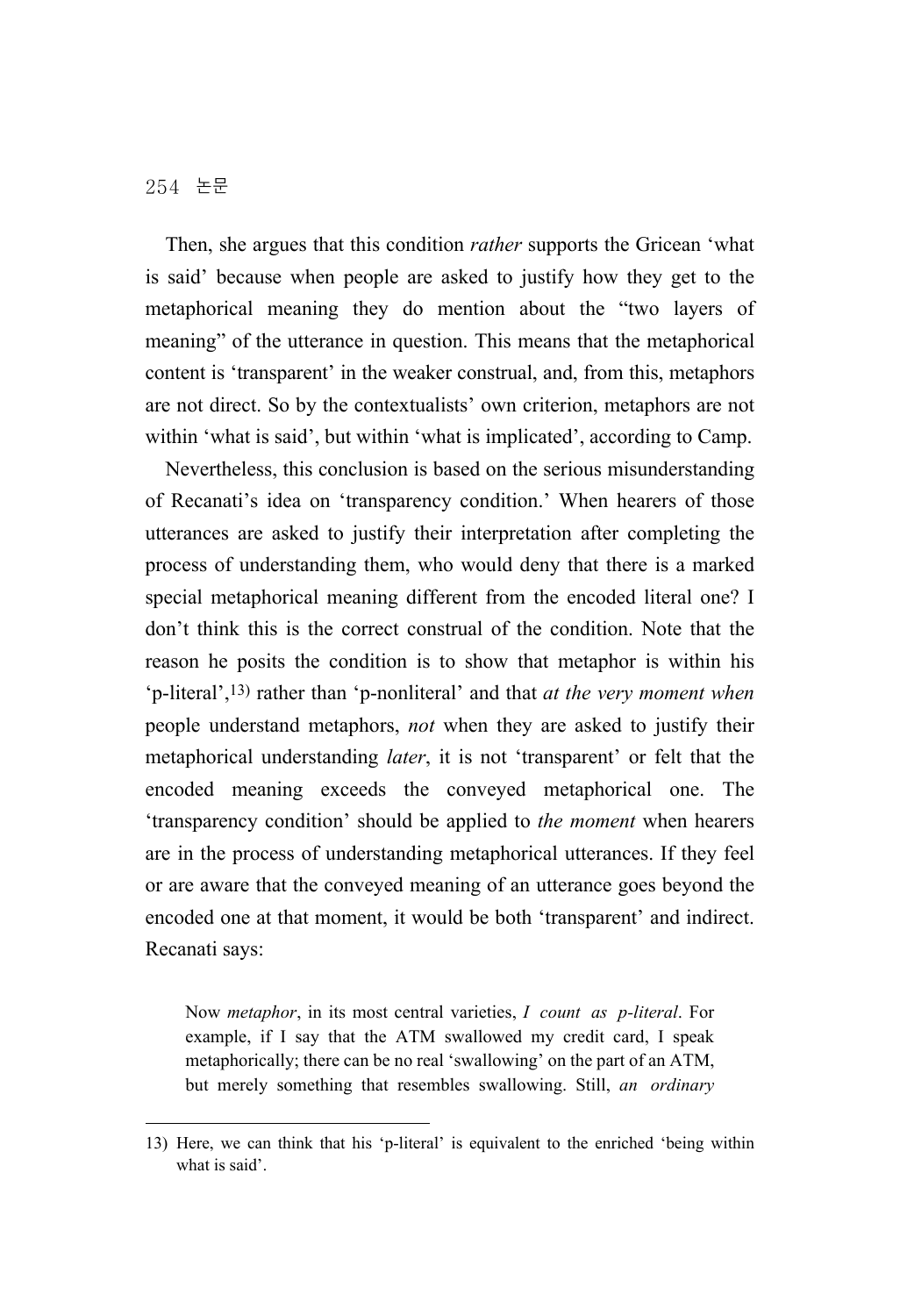Then, she argues that this condition *rather* supports the Gricean 'what is said' because when people are asked to justify how they get to the metaphorical meaning they do mention about the "two layers of meaning" of the utterance in question. This means that the metaphorical content is 'transparent' in the weaker construal, and, from this, metaphors are not direct. So by the contextualists' own criterion, metaphors are not within 'what is said', but within 'what is implicated', according to Camp.

Nevertheless, this conclusion is based on the serious misunderstanding of Recanati's idea on 'transparency condition.' When hearers of those utterances are asked to justify their interpretation after completing the process of understanding them, who would deny that there is a marked special metaphorical meaning different from the encoded literal one? I don't think this is the correct construal of the condition. Note that the reason he posits the condition is to show that metaphor is within his 'p-literal',[13] rather than 'p-nonliteral' and that *at the very moment when* people understand metaphors, *not* when they are asked to justify their metaphorical understanding *later*, it is not 'transparent' or felt that the encoded meaning exceeds the conveyed metaphorical one. The 'transparency condition' should be applied to *the moment* when hearers are in the process of understanding metaphorical utterances. If they feel or are aware that the conveyed meaning of an utterance goes beyond the encoded one at that moment, it would be both 'transparent' and indirect. Recanati says:

> Now *metaphor*, in its most central varieties, *I count as p-literal*. For example, if I say that the ATM swallowed my credit card, I speak metaphorically; there can be no real 'swallowing' on the part of an ATM, but merely something that resembles swallowing. Still, *an ordinary*

---

13) Here, we can think that his 'p-literal' is equivalent to the enriched 'being within what is said'.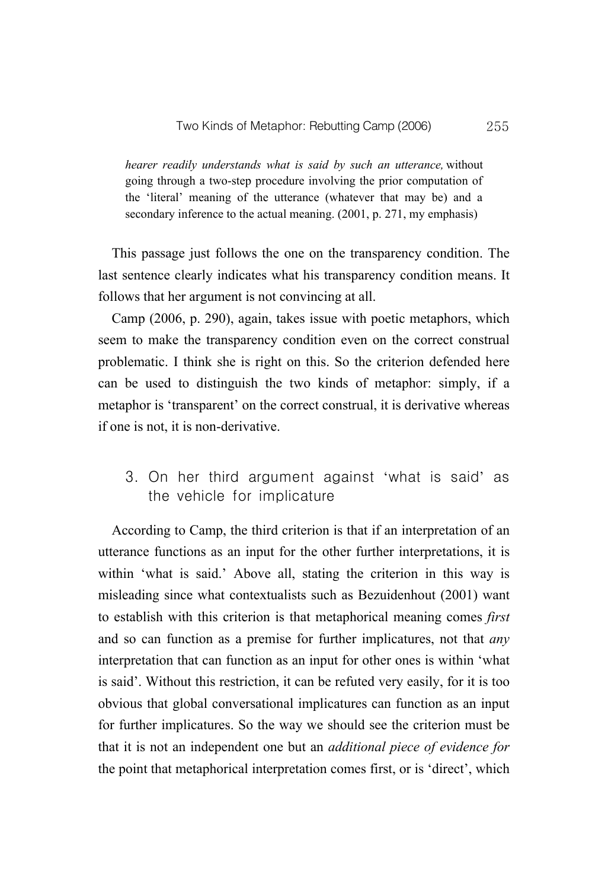*hearer readily understands what is said by such an utterance,* without going through a two-step procedure involving the prior computation of the 'literal' meaning of the utterance (whatever that may be) and a secondary inference to the actual meaning. (2001, p. 271, my emphasis)

This passage just follows the one on the transparency condition. The last sentence clearly indicates what his transparency condition means. It follows that her argument is not convincing at all.

Camp (2006, p. 290), again, takes issue with poetic metaphors, which seem to make the transparency condition even on the correct construal problematic. I think she is right on this. So the criterion defended here can be used to distinguish the two kinds of metaphor: simply, if a metaphor is 'transparent' on the correct construal, it is derivative whereas if one is not, it is non-derivative.

## 3. On her third argument against 'what is said' as the vehicle for implicature

According to Camp, the third criterion is that if an interpretation of an utterance functions as an input for the other further interpretations, it is within 'what is said.' Above all, stating the criterion in this way is misleading since what contextualists such as Bezuidenhout (2001) want to establish with this criterion is that metaphorical meaning comes *first* and so can function as a premise for further implicatures, not that *any* interpretation that can function as an input for other ones is within 'what is said'. Without this restriction, it can be refuted very easily, for it is too obvious that global conversational implicatures can function as an input for further implicatures. So the way we should see the criterion must be that it is not an independent one but an *additional piece of evidence for* the point that metaphorical interpretation comes first, or is 'direct', which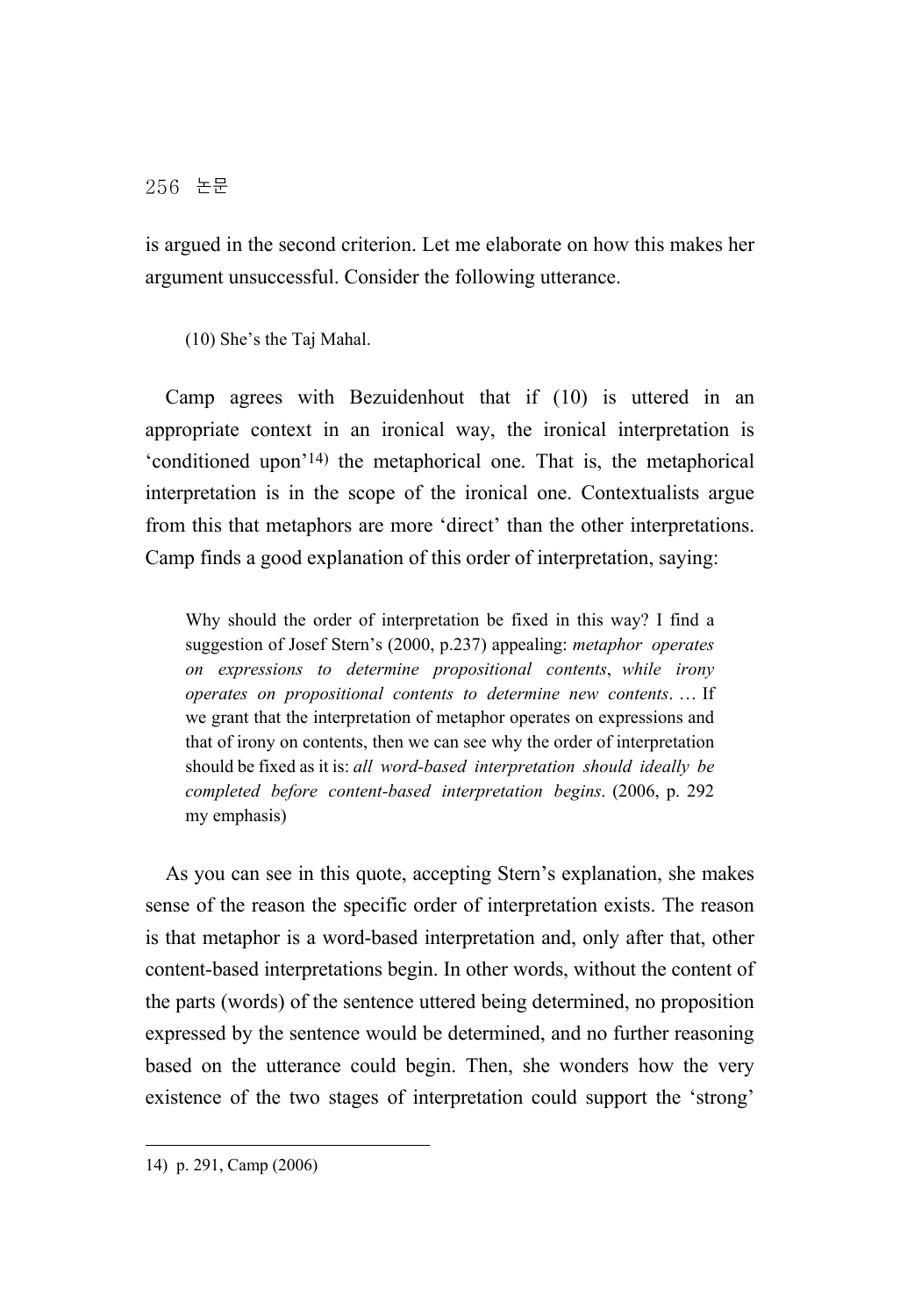is argued in the second criterion. Let me elaborate on how this makes her argument unsuccessful. Consider the following utterance.

(10) She's the Taj Mahal.

Camp agrees with Bezuidenhout that if (10) is uttered in an appropriate context in an ironical way, the ironical interpretation is 'conditioned upon'[14] the metaphorical one. That is, the metaphorical interpretation is in the scope of the ironical one. Contextualists argue from this that metaphors are more 'direct' than the other interpretations. Camp finds a good explanation of this order of interpretation, saying:

> Why should the order of interpretation be fixed in this way? I find a suggestion of Josef Stern's (2000, p.237) appealing: *metaphor operates on expressions to determine propositional contents*, *while irony operates on propositional contents to determine new contents*. … If we grant that the interpretation of metaphor operates on expressions and that of irony on contents, then we can see why the order of interpretation should be fixed as it is: *all word-based interpretation should ideally be completed before content-based interpretation begins*. (2006, p. 292 my emphasis)

As you can see in this quote, accepting Stern's explanation, she makes sense of the reason the specific order of interpretation exists. The reason is that metaphor is a word-based interpretation and, only after that, other content-based interpretations begin. In other words, without the content of the parts (words) of the sentence uttered being determined, no proposition expressed by the sentence would be determined, and no further reasoning based on the utterance could begin. Then, she wonders how the very existence of the two stages of interpretation could support the 'strong'

---

14) p. 291, Camp (2006)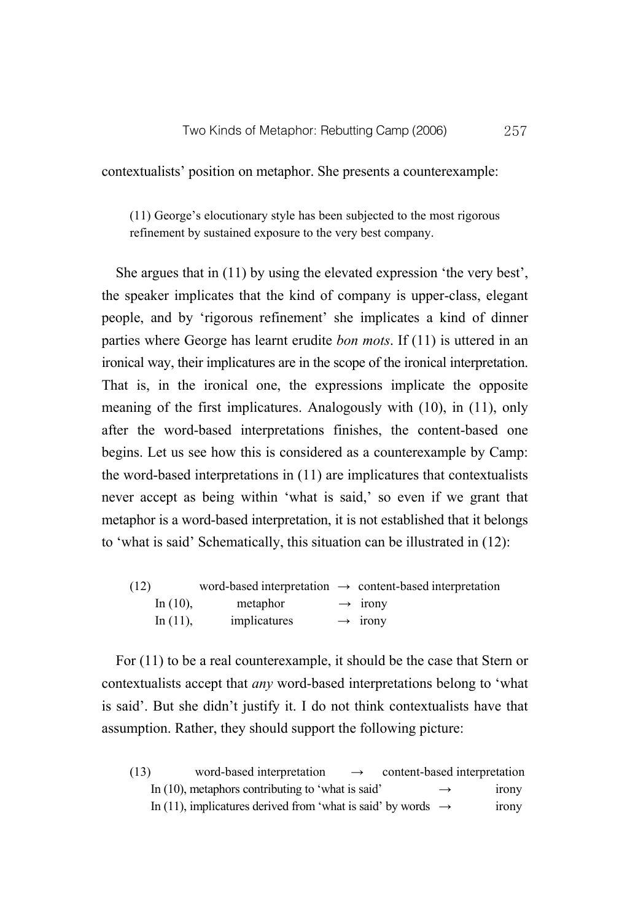contextualists' position on metaphor. She presents a counterexample:

> (11) George's elocutionary style has been subjected to the most rigorous refinement by sustained exposure to the very best company.

She argues that in (11) by using the elevated expression 'the very best', the speaker implicates that the kind of company is upper-class, elegant people, and by 'rigorous refinement' she implicates a kind of dinner parties where George has learnt erudite *bon mots*. If (11) is uttered in an ironical way, their implicatures are in the scope of the ironical interpretation. That is, in the ironical one, the expressions implicate the opposite meaning of the first implicatures. Analogously with (10), in (11), only after the word-based interpretations finishes, the content-based one begins. Let us see how this is considered as a counterexample by Camp: the word-based interpretations in (11) are implicatures that contextualists never accept as being within 'what is said,' so even if we grant that metaphor is a word-based interpretation, it is not established that it belongs to 'what is said' Schematically, this situation can be illustrated in (12):

| (12) | word-based interpretation | → | content-based interpretation |
|---|---|---|---|
| In (10), | metaphor | → | irony |
| In (11), | implicatures | → | irony |

For (11) to be a real counterexample, it should be the case that Stern or contextualists accept that *any* word-based interpretations belong to 'what is said'. But she didn't justify it. I do not think contextualists have that assumption. Rather, they should support the following picture:

| (13) | word-based interpretation | → | content-based interpretation |
|---|---|---|---|
| In (10), | metaphors contributing to 'what is said' | → | irony |
| In (11), | implicatures derived from 'what is said' by words | → | irony |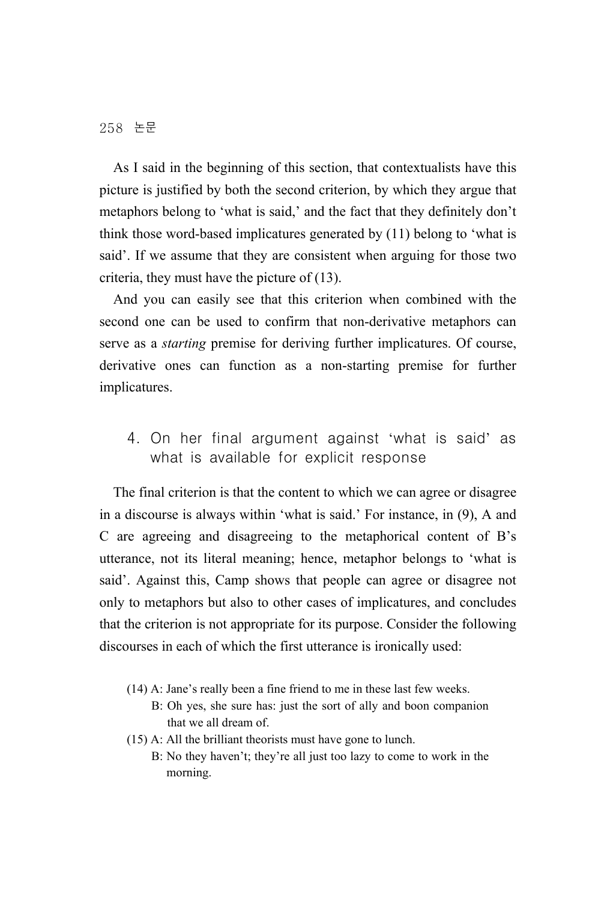As I said in the beginning of this section, that contextualists have this picture is justified by both the second criterion, by which they argue that metaphors belong to 'what is said,' and the fact that they definitely don't think those word-based implicatures generated by (11) belong to 'what is said'. If we assume that they are consistent when arguing for those two criteria, they must have the picture of (13).

And you can easily see that this criterion when combined with the second one can be used to confirm that non-derivative metaphors can serve as a *starting* premise for deriving further implicatures. Of course, derivative ones can function as a non-starting premise for further implicatures.

## 4. On her final argument against 'what is said' as what is available for explicit response

The final criterion is that the content to which we can agree or disagree in a discourse is always within 'what is said.' For instance, in (9), A and C are agreeing and disagreeing to the metaphorical content of B's utterance, not its literal meaning; hence, metaphor belongs to 'what is said'. Against this, Camp shows that people can agree or disagree not only to metaphors but also to other cases of implicatures, and concludes that the criterion is not appropriate for its purpose. Consider the following discourses in each of which the first utterance is ironically used:

(14) A: Jane's really been a fine friend to me in these last few weeks.
B: Oh yes, she sure has: just the sort of ally and boon companion that we all dream of.

(15) A: All the brilliant theorists must have gone to lunch.
B: No they haven't; they're all just too lazy to come to work in the morning.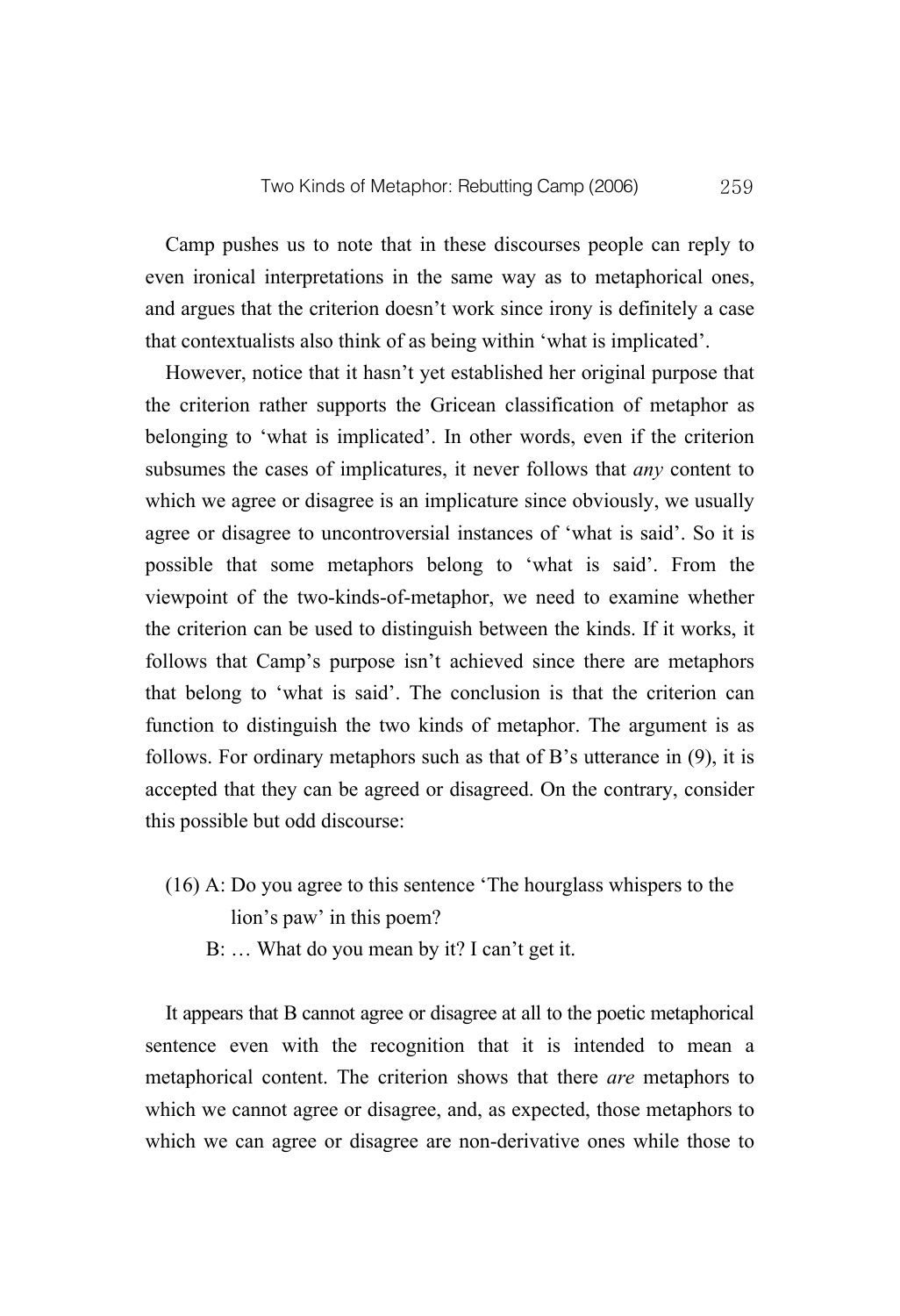Camp pushes us to note that in these discourses people can reply to even ironical interpretations in the same way as to metaphorical ones, and argues that the criterion doesn't work since irony is definitely a case that contextualists also think of as being within 'what is implicated'.

However, notice that it hasn't yet established her original purpose that the criterion rather supports the Gricean classification of metaphor as belonging to 'what is implicated'. In other words, even if the criterion subsumes the cases of implicatures, it never follows that *any* content to which we agree or disagree is an implicature since obviously, we usually agree or disagree to uncontroversial instances of 'what is said'. So it is possible that some metaphors belong to 'what is said'. From the viewpoint of the two-kinds-of-metaphor, we need to examine whether the criterion can be used to distinguish between the kinds. If it works, it follows that Camp's purpose isn't achieved since there are metaphors that belong to 'what is said'. The conclusion is that the criterion can function to distinguish the two kinds of metaphor. The argument is as follows. For ordinary metaphors such as that of B's utterance in (9), it is accepted that they can be agreed or disagreed. On the contrary, consider this possible but odd discourse:

(16) A: Do you agree to this sentence 'The hourglass whispers to the lion's paw' in this poem?

B: … What do you mean by it? I can't get it.

It appears that B cannot agree or disagree at all to the poetic metaphorical sentence even with the recognition that it is intended to mean a metaphorical content. The criterion shows that there *are* metaphors to which we cannot agree or disagree, and, as expected, those metaphors to which we can agree or disagree are non-derivative ones while those to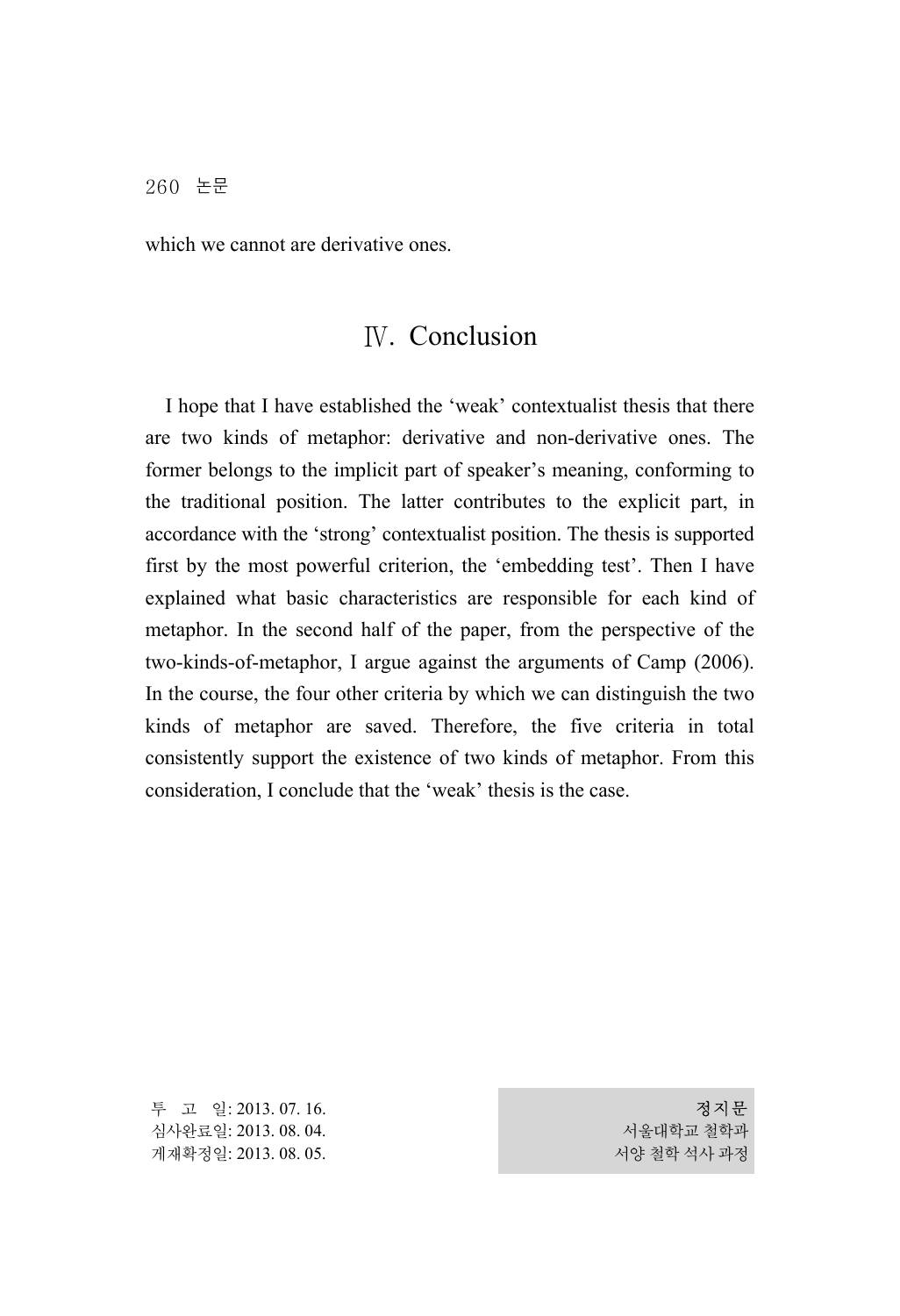which we cannot are derivative ones.

## Ⅳ. Conclusion

I hope that I have established the ‘weak’ contextualist thesis that there are two kinds of metaphor: derivative and non-derivative ones. The former belongs to the implicit part of speaker’s meaning, conforming to the traditional position. The latter contributes to the explicit part, in accordance with the ‘strong’ contextualist position. The thesis is supported first by the most powerful criterion, the ‘embedding test’. Then I have explained what basic characteristics are responsible for each kind of metaphor. In the second half of the paper, from the perspective of the two-kinds-of-metaphor, I argue against the arguments of Camp (2006). In the course, the four other criteria by which we can distinguish the two kinds of metaphor are saved. Therefore, the five criteria in total consistently support the existence of two kinds of metaphor. From this consideration, I conclude that the ‘weak’ thesis is the case.

투 고 일: 2013. 07. 16.
심사완료일: 2013. 08. 04.
게재확정일: 2013. 08. 05.

정지문
서울대학교 철학과
서양 철학 석사 과정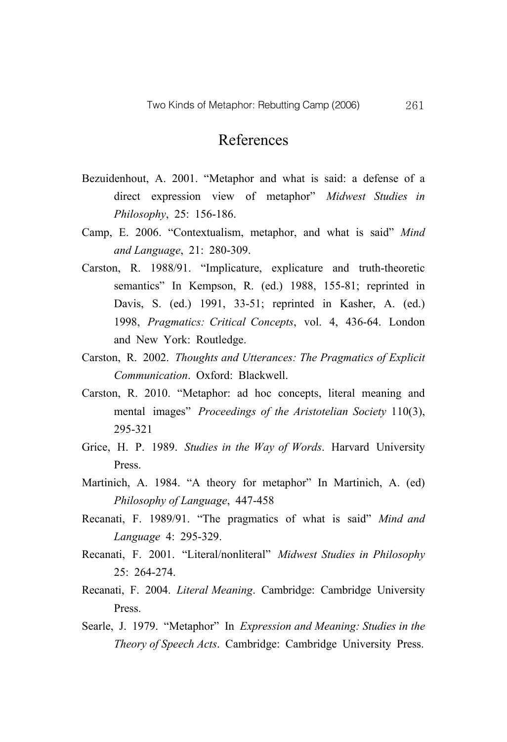# References

Bezuidenhout, A. 2001. "Metaphor and what is said: a defense of a direct expression view of metaphor" *Midwest Studies in Philosophy*, 25: 156-186.

Camp, E. 2006. "Contextualism, metaphor, and what is said" *Mind and Language*, 21: 280-309.

Carston, R. 1988/91. "Implicature, explicature and truth-theoretic semantics" In Kempson, R. (ed.) 1988, 155-81; reprinted in Davis, S. (ed.) 1991, 33-51; reprinted in Kasher, A. (ed.) 1998, *Pragmatics: Critical Concepts*, vol. 4, 436-64. London and New York: Routledge.

Carston, R. 2002. *Thoughts and Utterances: The Pragmatics of Explicit Communication*. Oxford: Blackwell.

Carston, R. 2010. "Metaphor: ad hoc concepts, literal meaning and mental images" *Proceedings of the Aristotelian Society* 110(3), 295-321

Grice, H. P. 1989. *Studies in the Way of Words*. Harvard University Press.

Martinich, A. 1984. "A theory for metaphor" In Martinich, A. (ed) *Philosophy of Language*, 447-458

Recanati, F. 1989/91. "The pragmatics of what is said" *Mind and Language* 4: 295-329.

Recanati, F. 2001. "Literal/nonliteral" *Midwest Studies in Philosophy* 25: 264-274.

Recanati, F. 2004. *Literal Meaning*. Cambridge: Cambridge University Press.

Searle, J. 1979. "Metaphor" In *Expression and Meaning: Studies in the Theory of Speech Acts*. Cambridge: Cambridge University Press.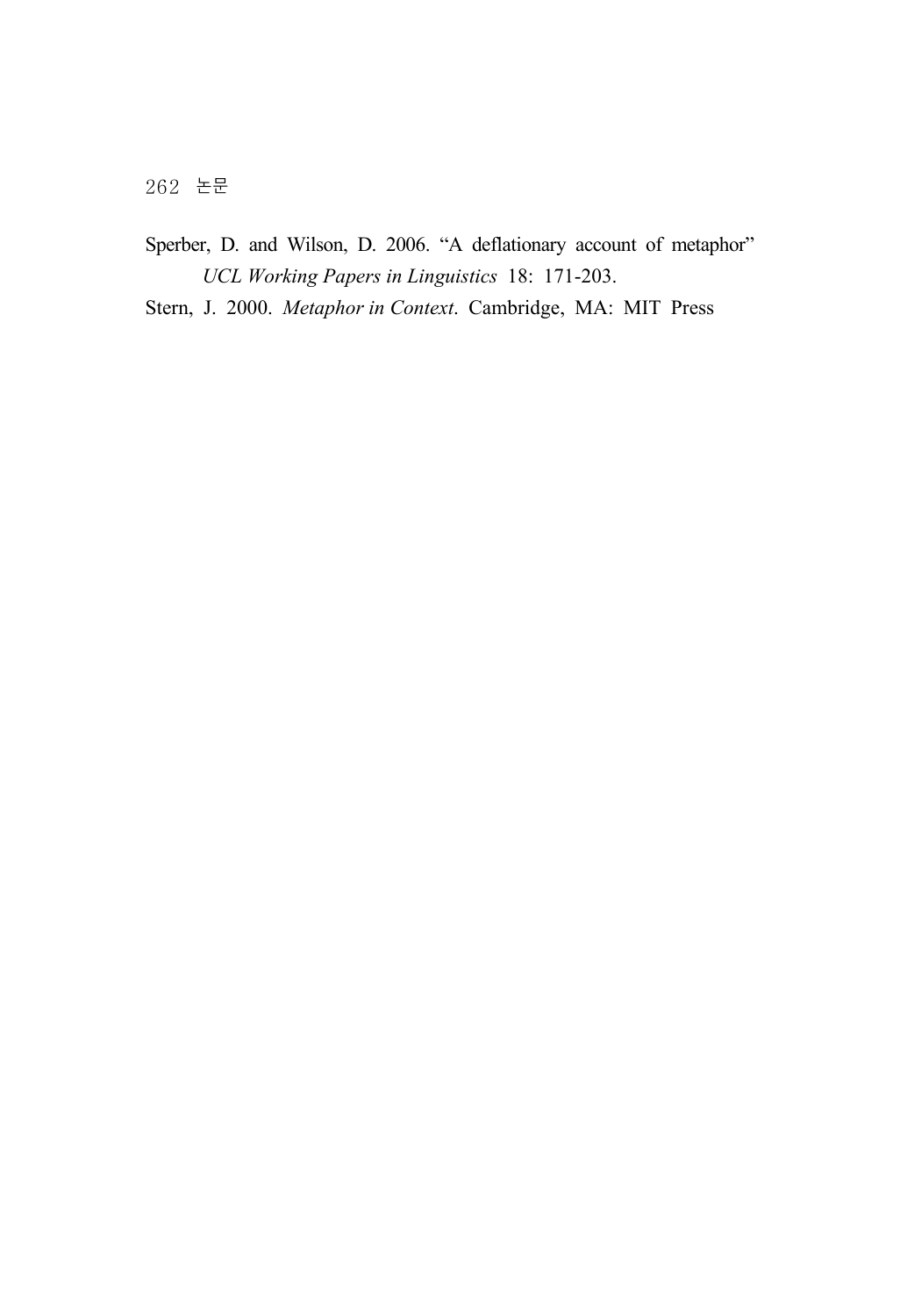Sperber, D. and Wilson, D. 2006. “A deflationary account of metaphor” *UCL Working Papers in Linguistics* 18: 171-203.

Stern, J. 2000. *Metaphor in Context*. Cambridge, MA: MIT Press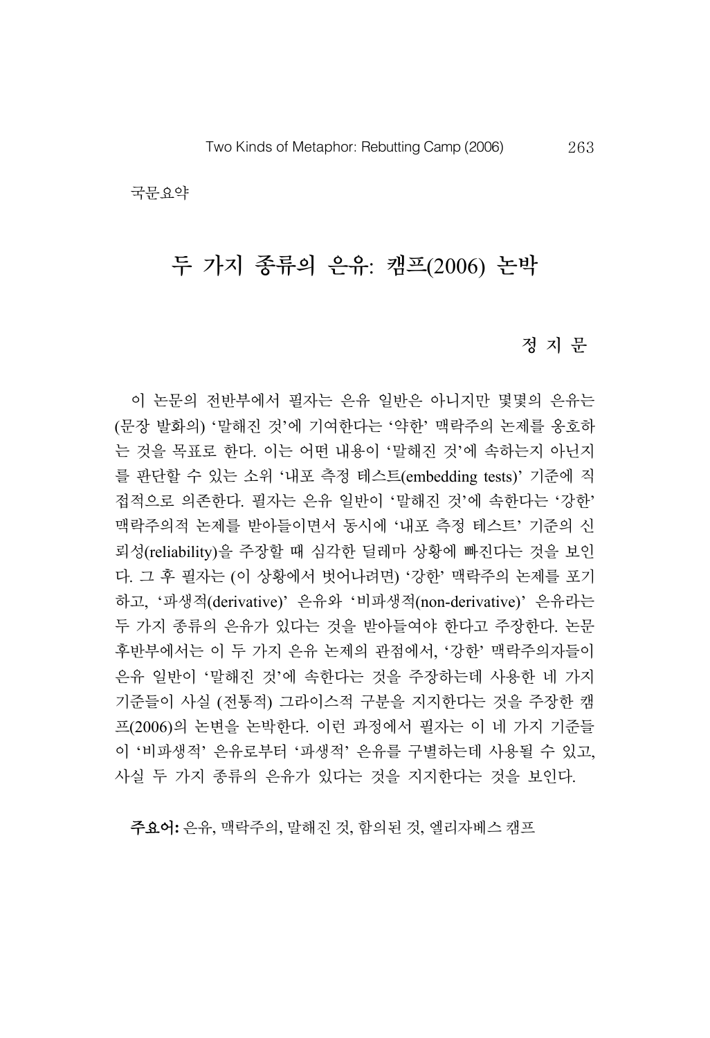국문요약

# 두 가지 종류의 은유: 캠프(2006) 논박

정 지 문

이 논문의 전반부에서 필자는 은유 일반은 아니지만 몇몇의 은유는 (문장 발화의) ‘말해진 것’에 기여한다는 ‘약한’ 맥락주의 논제를 옹호하는 것을 목표로 한다. 이는 어떤 내용이 ‘말해진 것’에 속하는지 아닌지를 판단할 수 있는 소위 ‘내포 측정 테스트(embedding tests)’ 기준에 직접적으로 의존한다. 필자는 은유 일반이 ‘말해진 것’에 속한다는 ‘강한’ 맥락주의적 논제를 받아들이면서 동시에 ‘내포 측정 테스트’ 기준의 신뢰성(reliability)을 주장할 때 심각한 딜레마 상황에 빠진다는 것을 보인다. 그 후 필자는 (이 상황에서 벗어나려면) ‘강한’ 맥락주의 논제를 포기하고, ‘파생적(derivative)’ 은유와 ‘비파생적(non-derivative)’ 은유라는 두 가지 종류의 은유가 있다는 것을 받아들여야 한다고 주장한다. 논문 후반부에서는 이 두 가지 은유 논제의 관점에서, ‘강한’ 맥락주의자들이 은유 일반이 ‘말해진 것’에 속한다는 것을 주장하는데 사용한 네 가지 기준들이 사실 (전통적) 그라이스적 구분을 지지한다는 것을 주장한 캠프(2006)의 논변을 논박한다. 이런 과정에서 필자는 이 네 가지 기준들이 ‘비파생적’ 은유로부터 ‘파생적’ 은유를 구별하는데 사용될 수 있고, 사실 두 가지 종류의 은유가 있다는 것을 지지한다는 것을 보인다.

**주요어:** 은유, 맥락주의, 말해진 것, 함의된 것, 엘리자베스 캠프